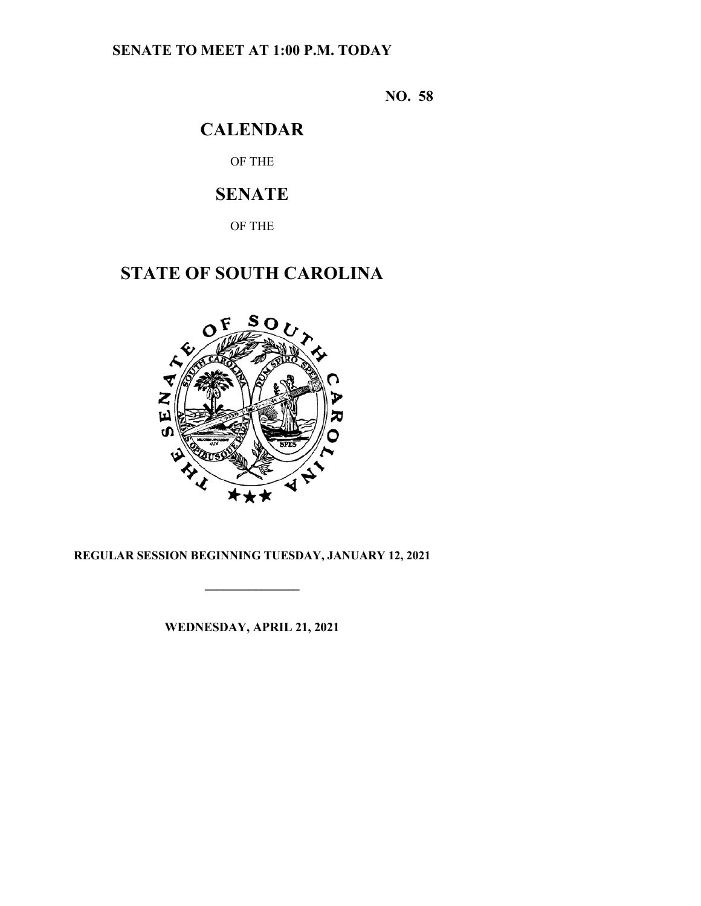**SENATE TO MEET AT 1:00 P.M. TODAY**

**NO. 58**

# CALENDAR

OF THE

# SENATE

OF THE

# STATE OF SOUTH CAROLINA

**REGULAR SESSION BEGINNING TUESDAY, JANUARY 12, 2021**

---

**WEDNESDAY, APRIL 21, 2021**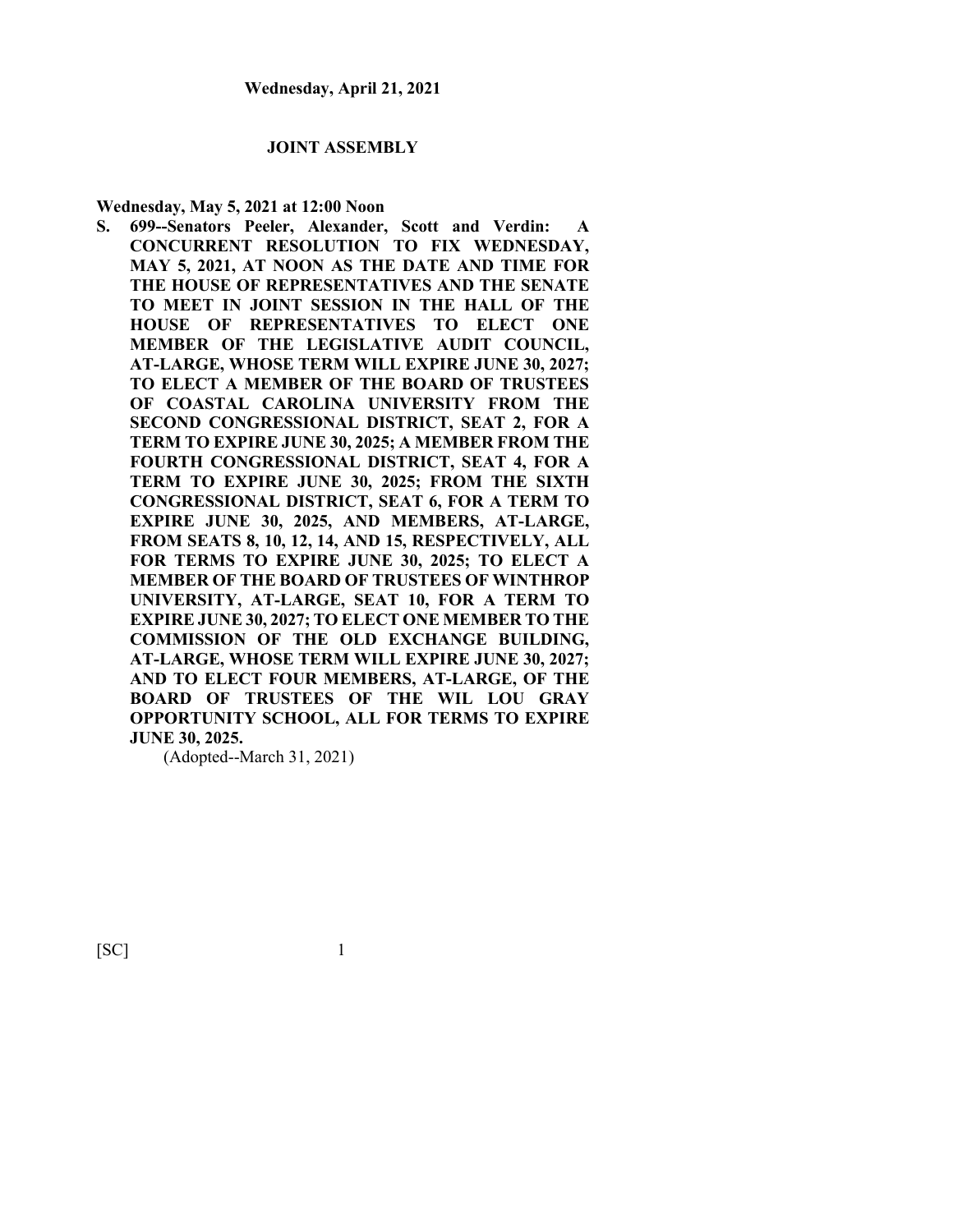**Wednesday, April 21, 2021**

## JOINT ASSEMBLY

**Wednesday, May 5, 2021 at 12:00 Noon**

**S. 699--Senators Peeler, Alexander, Scott and Verdin: A CONCURRENT RESOLUTION TO FIX WEDNESDAY, MAY 5, 2021, AT NOON AS THE DATE AND TIME FOR THE HOUSE OF REPRESENTATIVES AND THE SENATE TO MEET IN JOINT SESSION IN THE HALL OF THE HOUSE OF REPRESENTATIVES TO ELECT ONE MEMBER OF THE LEGISLATIVE AUDIT COUNCIL, AT-LARGE, WHOSE TERM WILL EXPIRE JUNE 30, 2027; TO ELECT A MEMBER OF THE BOARD OF TRUSTEES OF COASTAL CAROLINA UNIVERSITY FROM THE SECOND CONGRESSIONAL DISTRICT, SEAT 2, FOR A TERM TO EXPIRE JUNE 30, 2025; A MEMBER FROM THE FOURTH CONGRESSIONAL DISTRICT, SEAT 4, FOR A TERM TO EXPIRE JUNE 30, 2025; FROM THE SIXTH CONGRESSIONAL DISTRICT, SEAT 6, FOR A TERM TO EXPIRE JUNE 30, 2025, AND MEMBERS, AT-LARGE, FROM SEATS 8, 10, 12, 14, AND 15, RESPECTIVELY, ALL FOR TERMS TO EXPIRE JUNE 30, 2025; TO ELECT A MEMBER OF THE BOARD OF TRUSTEES OF WINTHROP UNIVERSITY, AT-LARGE, SEAT 10, FOR A TERM TO EXPIRE JUNE 30, 2027; TO ELECT ONE MEMBER TO THE COMMISSION OF THE OLD EXCHANGE BUILDING, AT-LARGE, WHOSE TERM WILL EXPIRE JUNE 30, 2027; AND TO ELECT FOUR MEMBERS, AT-LARGE, OF THE BOARD OF TRUSTEES OF THE WIL LOU GRAY OPPORTUNITY SCHOOL, ALL FOR TERMS TO EXPIRE JUNE 30, 2025.**

(Adopted--March 31, 2021)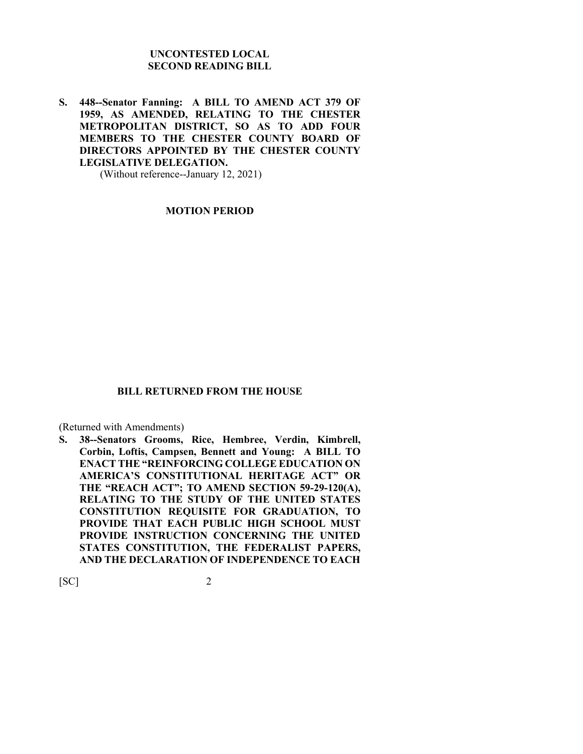## UNCONTESTED LOCAL SECOND READING BILL

**S. 448--Senator Fanning: A BILL TO AMEND ACT 379 OF 1959, AS AMENDED, RELATING TO THE CHESTER METROPOLITAN DISTRICT, SO AS TO ADD FOUR MEMBERS TO THE CHESTER COUNTY BOARD OF DIRECTORS APPOINTED BY THE CHESTER COUNTY LEGISLATIVE DELEGATION.**

(Without reference--January 12, 2021)

## MOTION PERIOD

## BILL RETURNED FROM THE HOUSE

(Returned with Amendments)

**S. 38--Senators Grooms, Rice, Hembree, Verdin, Kimbrell, Corbin, Loftis, Campsen, Bennett and Young: A BILL TO ENACT THE "REINFORCING COLLEGE EDUCATION ON AMERICA'S CONSTITUTIONAL HERITAGE ACT" OR THE "REACH ACT"; TO AMEND SECTION 59-29-120(A), RELATING TO THE STUDY OF THE UNITED STATES CONSTITUTION REQUISITE FOR GRADUATION, TO PROVIDE THAT EACH PUBLIC HIGH SCHOOL MUST PROVIDE INSTRUCTION CONCERNING THE UNITED STATES CONSTITUTION, THE FEDERALIST PAPERS, AND THE DECLARATION OF INDEPENDENCE TO EACH**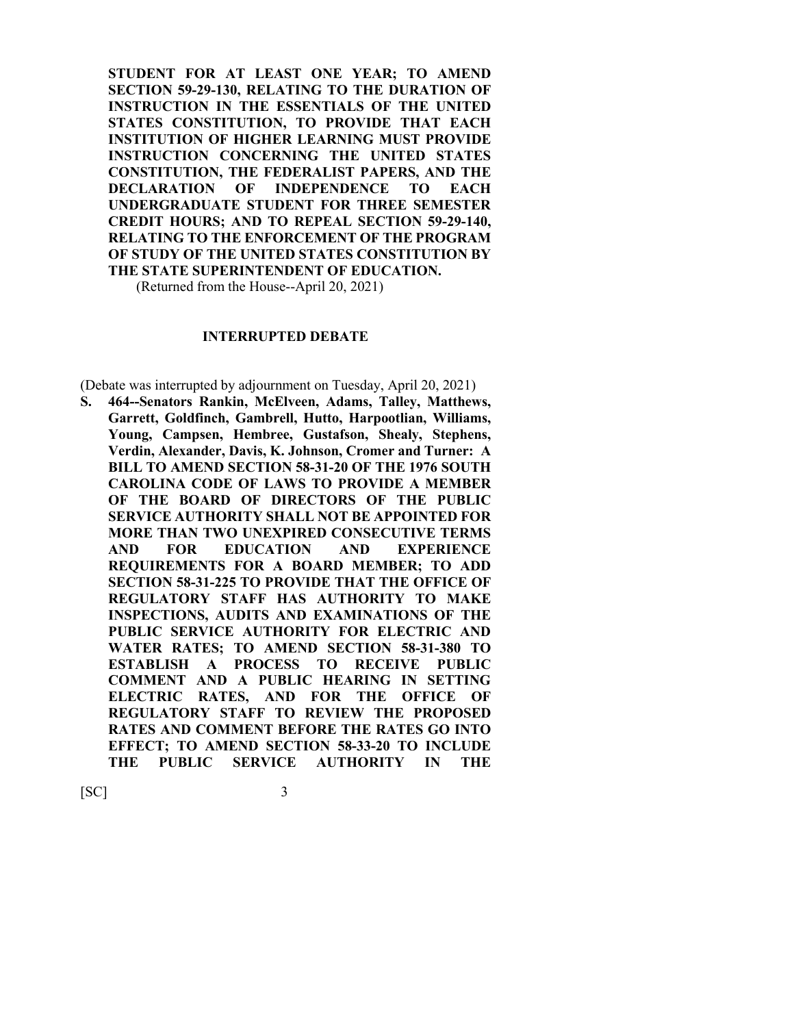**STUDENT FOR AT LEAST ONE YEAR; TO AMEND SECTION 59-29-130, RELATING TO THE DURATION OF INSTRUCTION IN THE ESSENTIALS OF THE UNITED STATES CONSTITUTION, TO PROVIDE THAT EACH INSTITUTION OF HIGHER LEARNING MUST PROVIDE INSTRUCTION CONCERNING THE UNITED STATES CONSTITUTION, THE FEDERALIST PAPERS, AND THE DECLARATION OF INDEPENDENCE TO EACH UNDERGRADUATE STUDENT FOR THREE SEMESTER CREDIT HOURS; AND TO REPEAL SECTION 59-29-140, RELATING TO THE ENFORCEMENT OF THE PROGRAM OF STUDY OF THE UNITED STATES CONSTITUTION BY THE STATE SUPERINTENDENT OF EDUCATION.**

(Returned from the House--April 20, 2021)

**INTERRUPTED DEBATE**

(Debate was interrupted by adjournment on Tuesday, April 20, 2021)

**S. 464--Senators Rankin, McElveen, Adams, Talley, Matthews, Garrett, Goldfinch, Gambrell, Hutto, Harpootlian, Williams, Young, Campsen, Hembree, Gustafson, Shealy, Stephens, Verdin, Alexander, Davis, K. Johnson, Cromer and Turner: A BILL TO AMEND SECTION 58-31-20 OF THE 1976 SOUTH CAROLINA CODE OF LAWS TO PROVIDE A MEMBER OF THE BOARD OF DIRECTORS OF THE PUBLIC SERVICE AUTHORITY SHALL NOT BE APPOINTED FOR MORE THAN TWO UNEXPIRED CONSECUTIVE TERMS AND FOR EDUCATION AND EXPERIENCE REQUIREMENTS FOR A BOARD MEMBER; TO ADD SECTION 58-31-225 TO PROVIDE THAT THE OFFICE OF REGULATORY STAFF HAS AUTHORITY TO MAKE INSPECTIONS, AUDITS AND EXAMINATIONS OF THE PUBLIC SERVICE AUTHORITY FOR ELECTRIC AND WATER RATES; TO AMEND SECTION 58-31-380 TO ESTABLISH A PROCESS TO RECEIVE PUBLIC COMMENT AND A PUBLIC HEARING IN SETTING ELECTRIC RATES, AND FOR THE OFFICE OF REGULATORY STAFF TO REVIEW THE PROPOSED RATES AND COMMENT BEFORE THE RATES GO INTO EFFECT; TO AMEND SECTION 58-33-20 TO INCLUDE THE PUBLIC SERVICE AUTHORITY IN THE**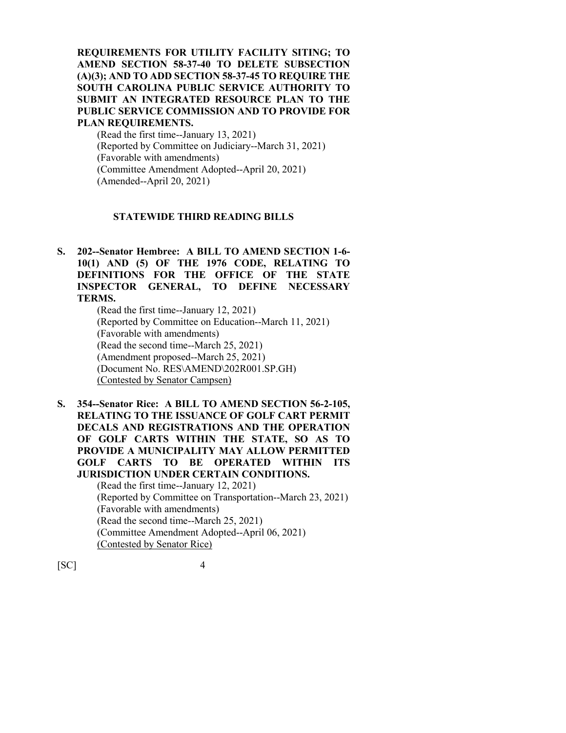**REQUIREMENTS FOR UTILITY FACILITY SITING; TO AMEND SECTION 58-37-40 TO DELETE SUBSECTION (A)(3); AND TO ADD SECTION 58-37-45 TO REQUIRE THE SOUTH CAROLINA PUBLIC SERVICE AUTHORITY TO SUBMIT AN INTEGRATED RESOURCE PLAN TO THE PUBLIC SERVICE COMMISSION AND TO PROVIDE FOR PLAN REQUIREMENTS.**

(Read the first time--January 13, 2021)
(Reported by Committee on Judiciary--March 31, 2021)
(Favorable with amendments)
(Committee Amendment Adopted--April 20, 2021)
(Amended--April 20, 2021)

## STATEWIDE THIRD READING BILLS

**S. 202--Senator Hembree: A BILL TO AMEND SECTION 1-6-10(1) AND (5) OF THE 1976 CODE, RELATING TO DEFINITIONS FOR THE OFFICE OF THE STATE INSPECTOR GENERAL, TO DEFINE NECESSARY TERMS.**

(Read the first time--January 12, 2021)
(Reported by Committee on Education--March 11, 2021)
(Favorable with amendments)
(Read the second time--March 25, 2021)
(Amendment proposed--March 25, 2021)
(Document No. RES\AMEND\202R001.SP.GH)
<u>(Contested by Senator Campsen)</u>

**S. 354--Senator Rice: A BILL TO AMEND SECTION 56-2-105, RELATING TO THE ISSUANCE OF GOLF CART PERMIT DECALS AND REGISTRATIONS AND THE OPERATION OF GOLF CARTS WITHIN THE STATE, SO AS TO PROVIDE A MUNICIPALITY MAY ALLOW PERMITTED GOLF CARTS TO BE OPERATED WITHIN ITS JURISDICTION UNDER CERTAIN CONDITIONS.**

(Read the first time--January 12, 2021)
(Reported by Committee on Transportation--March 23, 2021)
(Favorable with amendments)
(Read the second time--March 25, 2021)
(Committee Amendment Adopted--April 06, 2021)
<u>(Contested by Senator Rice)</u>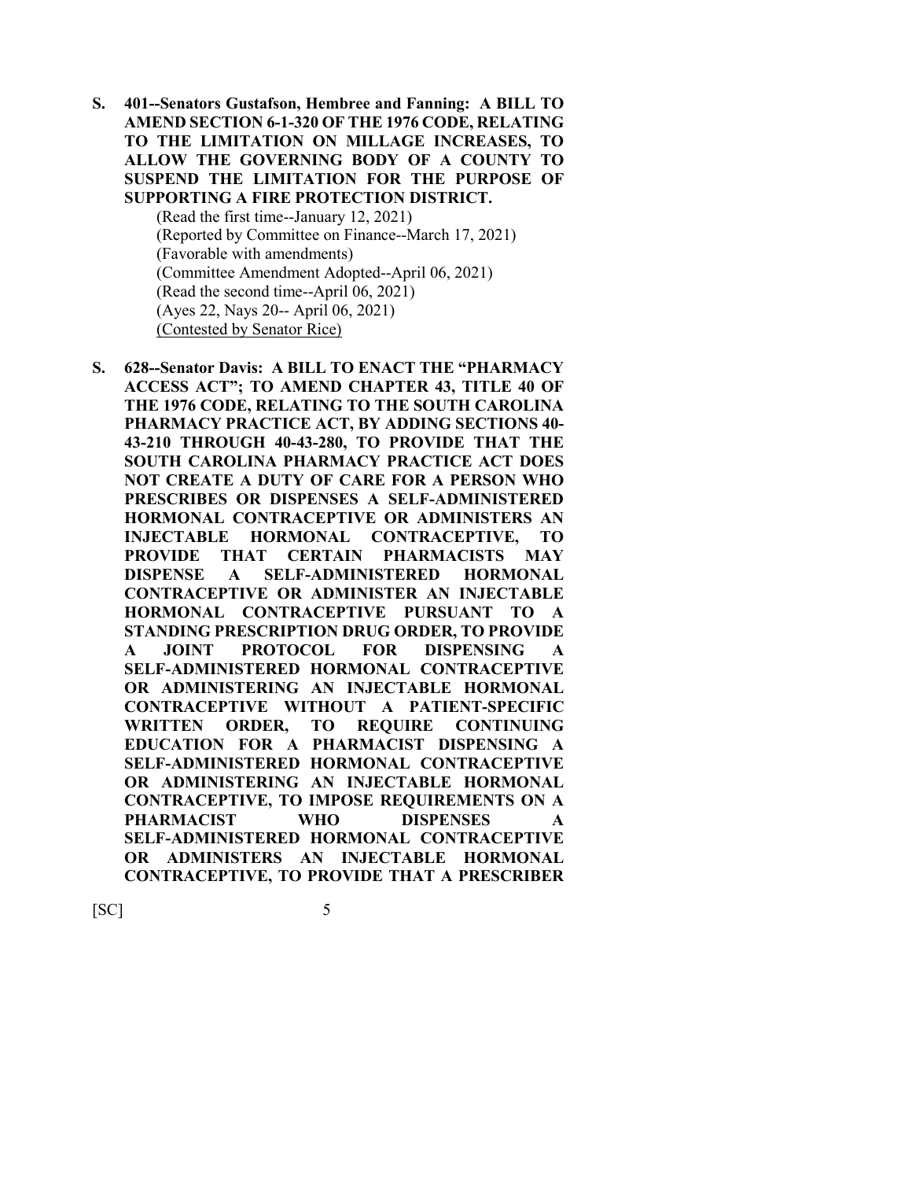**S. 401--Senators Gustafson, Hembree and Fanning: A BILL TO AMEND SECTION 6-1-320 OF THE 1976 CODE, RELATING TO THE LIMITATION ON MILLAGE INCREASES, TO ALLOW THE GOVERNING BODY OF A COUNTY TO SUSPEND THE LIMITATION FOR THE PURPOSE OF SUPPORTING A FIRE PROTECTION DISTRICT.**

(Read the first time--January 12, 2021)
(Reported by Committee on Finance--March 17, 2021)
(Favorable with amendments)
(Committee Amendment Adopted--April 06, 2021)
(Read the second time--April 06, 2021)
(Ayes 22, Nays 20-- April 06, 2021)
<u>(Contested by Senator Rice)</u>

**S. 628--Senator Davis: A BILL TO ENACT THE "PHARMACY ACCESS ACT"; TO AMEND CHAPTER 43, TITLE 40 OF THE 1976 CODE, RELATING TO THE SOUTH CAROLINA PHARMACY PRACTICE ACT, BY ADDING SECTIONS 40-43-210 THROUGH 40-43-280, TO PROVIDE THAT THE SOUTH CAROLINA PHARMACY PRACTICE ACT DOES NOT CREATE A DUTY OF CARE FOR A PERSON WHO PRESCRIBES OR DISPENSES A SELF-ADMINISTERED HORMONAL CONTRACEPTIVE OR ADMINISTERS AN INJECTABLE HORMONAL CONTRACEPTIVE, TO PROVIDE THAT CERTAIN PHARMACISTS MAY DISPENSE A SELF-ADMINISTERED HORMONAL CONTRACEPTIVE OR ADMINISTER AN INJECTABLE HORMONAL CONTRACEPTIVE PURSUANT TO A STANDING PRESCRIPTION DRUG ORDER, TO PROVIDE A JOINT PROTOCOL FOR DISPENSING A SELF-ADMINISTERED HORMONAL CONTRACEPTIVE OR ADMINISTERING AN INJECTABLE HORMONAL CONTRACEPTIVE WITHOUT A PATIENT-SPECIFIC WRITTEN ORDER, TO REQUIRE CONTINUING EDUCATION FOR A PHARMACIST DISPENSING A SELF-ADMINISTERED HORMONAL CONTRACEPTIVE OR ADMINISTERING AN INJECTABLE HORMONAL CONTRACEPTIVE, TO IMPOSE REQUIREMENTS ON A PHARMACIST WHO DISPENSES A SELF-ADMINISTERED HORMONAL CONTRACEPTIVE OR ADMINISTERS AN INJECTABLE HORMONAL CONTRACEPTIVE, TO PROVIDE THAT A PRESCRIBER**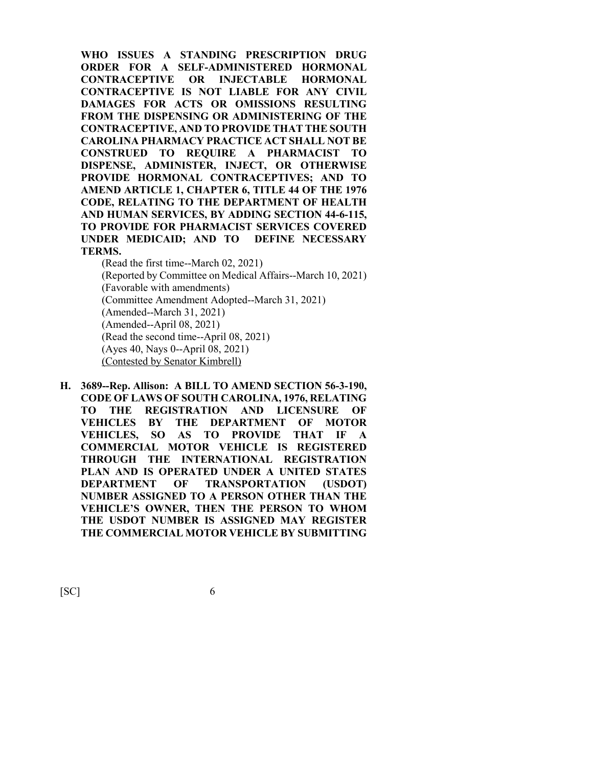**WHO ISSUES A STANDING PRESCRIPTION DRUG ORDER FOR A SELF-ADMINISTERED HORMONAL CONTRACEPTIVE OR INJECTABLE HORMONAL CONTRACEPTIVE IS NOT LIABLE FOR ANY CIVIL DAMAGES FOR ACTS OR OMISSIONS RESULTING FROM THE DISPENSING OR ADMINISTERING OF THE CONTRACEPTIVE, AND TO PROVIDE THAT THE SOUTH CAROLINA PHARMACY PRACTICE ACT SHALL NOT BE CONSTRUED TO REQUIRE A PHARMACIST TO DISPENSE, ADMINISTER, INJECT, OR OTHERWISE PROVIDE HORMONAL CONTRACEPTIVES; AND TO AMEND ARTICLE 1, CHAPTER 6, TITLE 44 OF THE 1976 CODE, RELATING TO THE DEPARTMENT OF HEALTH AND HUMAN SERVICES, BY ADDING SECTION 44-6-115, TO PROVIDE FOR PHARMACIST SERVICES COVERED UNDER MEDICAID; AND TO DEFINE NECESSARY TERMS.**

(Read the first time--March 02, 2021)
(Reported by Committee on Medical Affairs--March 10, 2021)
(Favorable with amendments)
(Committee Amendment Adopted--March 31, 2021)
(Amended--March 31, 2021)
(Amended--April 08, 2021)
(Read the second time--April 08, 2021)
(Ayes 40, Nays 0--April 08, 2021)
(Contested by Senator Kimbrell)

**H. 3689--Rep. Allison: A BILL TO AMEND SECTION 56-3-190, CODE OF LAWS OF SOUTH CAROLINA, 1976, RELATING TO THE REGISTRATION AND LICENSURE OF VEHICLES BY THE DEPARTMENT OF MOTOR VEHICLES, SO AS TO PROVIDE THAT IF A COMMERCIAL MOTOR VEHICLE IS REGISTERED THROUGH THE INTERNATIONAL REGISTRATION PLAN AND IS OPERATED UNDER A UNITED STATES DEPARTMENT OF TRANSPORTATION (USDOT) NUMBER ASSIGNED TO A PERSON OTHER THAN THE VEHICLE'S OWNER, THEN THE PERSON TO WHOM THE USDOT NUMBER IS ASSIGNED MAY REGISTER THE COMMERCIAL MOTOR VEHICLE BY SUBMITTING**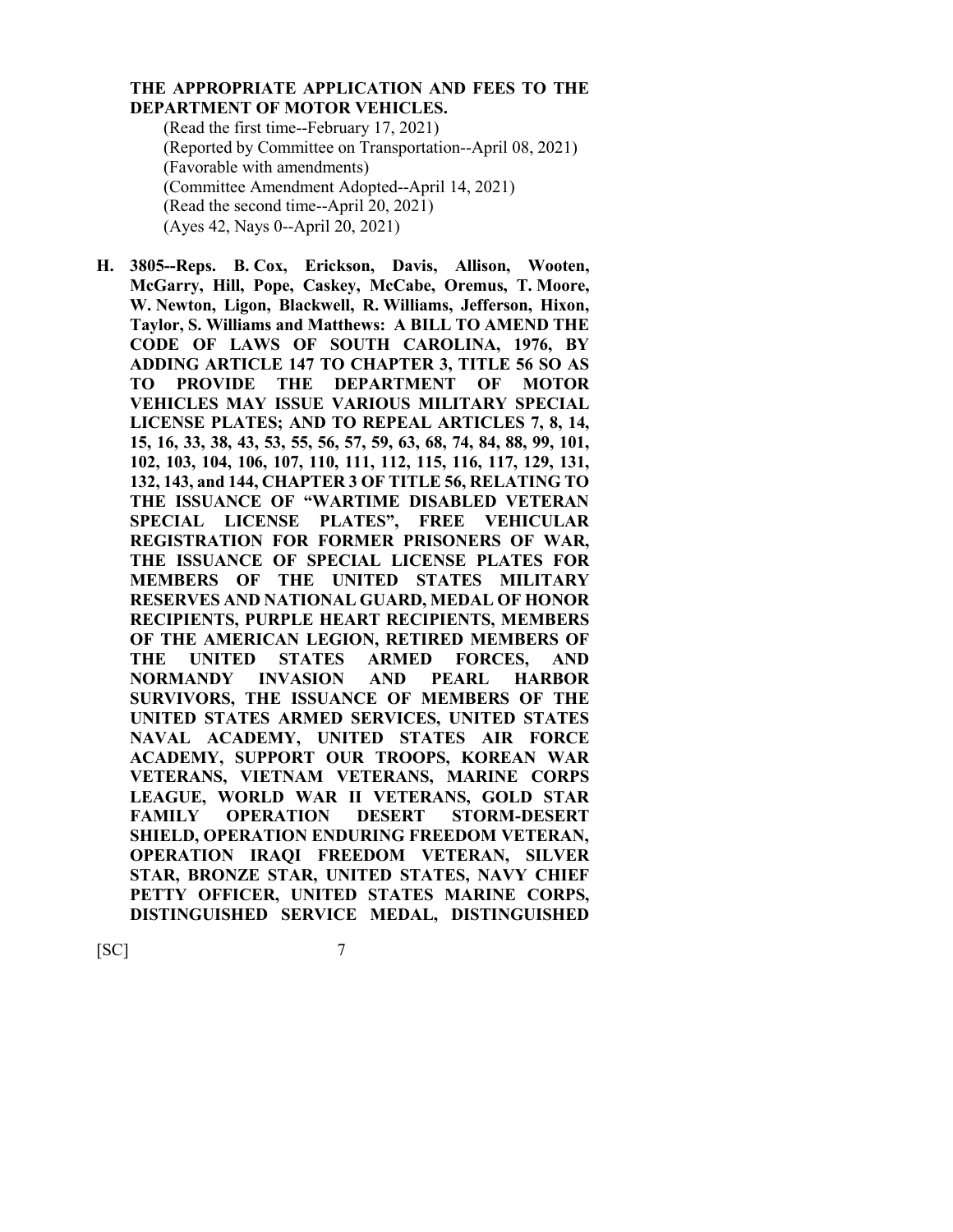**THE APPROPRIATE APPLICATION AND FEES TO THE DEPARTMENT OF MOTOR VEHICLES.**

(Read the first time--February 17, 2021)
(Reported by Committee on Transportation--April 08, 2021)
(Favorable with amendments)
(Committee Amendment Adopted--April 14, 2021)
(Read the second time--April 20, 2021)
(Ayes 42, Nays 0--April 20, 2021)

**H. 3805--Reps. B. Cox, Erickson, Davis, Allison, Wooten, McGarry, Hill, Pope, Caskey, McCabe, Oremus, T. Moore, W. Newton, Ligon, Blackwell, R. Williams, Jefferson, Hixon, Taylor, S. Williams and Matthews: A BILL TO AMEND THE CODE OF LAWS OF SOUTH CAROLINA, 1976, BY ADDING ARTICLE 147 TO CHAPTER 3, TITLE 56 SO AS TO PROVIDE THE DEPARTMENT OF MOTOR VEHICLES MAY ISSUE VARIOUS MILITARY SPECIAL LICENSE PLATES; AND TO REPEAL ARTICLES 7, 8, 14, 15, 16, 33, 38, 43, 53, 55, 56, 57, 59, 63, 68, 74, 84, 88, 99, 101, 102, 103, 104, 106, 107, 110, 111, 112, 115, 116, 117, 129, 131, 132, 143, and 144, CHAPTER 3 OF TITLE 56, RELATING TO THE ISSUANCE OF "WARTIME DISABLED VETERAN SPECIAL LICENSE PLATES", FREE VEHICULAR REGISTRATION FOR FORMER PRISONERS OF WAR, THE ISSUANCE OF SPECIAL LICENSE PLATES FOR MEMBERS OF THE UNITED STATES MILITARY RESERVES AND NATIONAL GUARD, MEDAL OF HONOR RECIPIENTS, PURPLE HEART RECIPIENTS, MEMBERS OF THE AMERICAN LEGION, RETIRED MEMBERS OF THE UNITED STATES ARMED FORCES, AND NORMANDY INVASION AND PEARL HARBOR SURVIVORS, THE ISSUANCE OF MEMBERS OF THE UNITED STATES ARMED SERVICES, UNITED STATES NAVAL ACADEMY, UNITED STATES AIR FORCE ACADEMY, SUPPORT OUR TROOPS, KOREAN WAR VETERANS, VIETNAM VETERANS, MARINE CORPS LEAGUE, WORLD WAR II VETERANS, GOLD STAR FAMILY OPERATION DESERT STORM-DESERT SHIELD, OPERATION ENDURING FREEDOM VETERAN, OPERATION IRAQI FREEDOM VETERAN, SILVER STAR, BRONZE STAR, UNITED STATES, NAVY CHIEF PETTY OFFICER, UNITED STATES MARINE CORPS, DISTINGUISHED SERVICE MEDAL, DISTINGUISHED**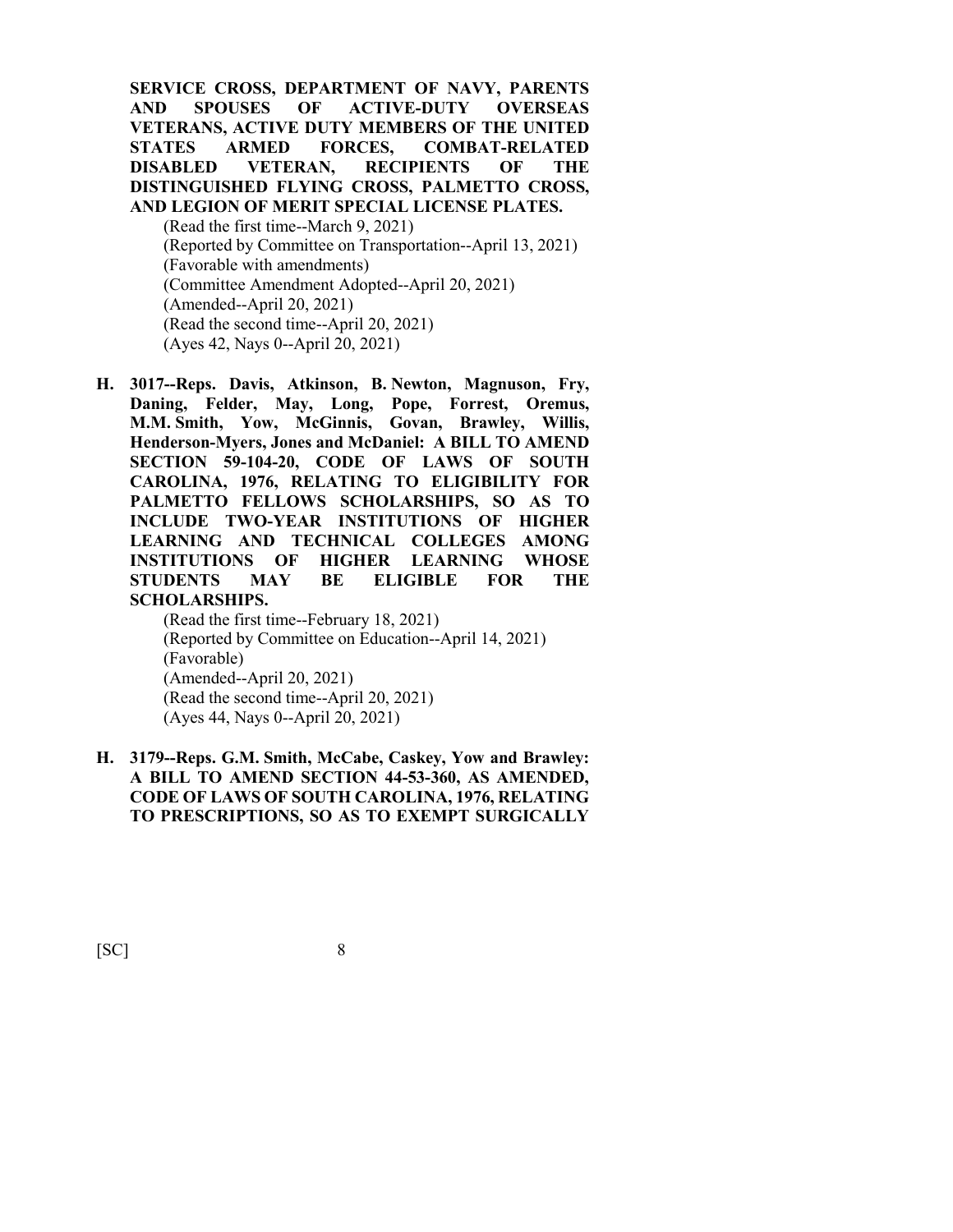**SERVICE CROSS, DEPARTMENT OF NAVY, PARENTS AND SPOUSES OF ACTIVE-DUTY OVERSEAS VETERANS, ACTIVE DUTY MEMBERS OF THE UNITED STATES ARMED FORCES, COMBAT-RELATED DISABLED VETERAN, RECIPIENTS OF THE DISTINGUISHED FLYING CROSS, PALMETTO CROSS, AND LEGION OF MERIT SPECIAL LICENSE PLATES.**

(Read the first time--March 9, 2021)
(Reported by Committee on Transportation--April 13, 2021)
(Favorable with amendments)
(Committee Amendment Adopted--April 20, 2021)
(Amended--April 20, 2021)
(Read the second time--April 20, 2021)
(Ayes 42, Nays 0--April 20, 2021)

**H. 3017--Reps. Davis, Atkinson, B. Newton, Magnuson, Fry, Daning, Felder, May, Long, Pope, Forrest, Oremus, M.M. Smith, Yow, McGinnis, Govan, Brawley, Willis, Henderson-Myers, Jones and McDaniel: A BILL TO AMEND SECTION 59-104-20, CODE OF LAWS OF SOUTH CAROLINA, 1976, RELATING TO ELIGIBILITY FOR PALMETTO FELLOWS SCHOLARSHIPS, SO AS TO INCLUDE TWO-YEAR INSTITUTIONS OF HIGHER LEARNING AND TECHNICAL COLLEGES AMONG INSTITUTIONS OF HIGHER LEARNING WHOSE STUDENTS MAY BE ELIGIBLE FOR THE SCHOLARSHIPS.**

(Read the first time--February 18, 2021)
(Reported by Committee on Education--April 14, 2021)
(Favorable)
(Amended--April 20, 2021)
(Read the second time--April 20, 2021)
(Ayes 44, Nays 0--April 20, 2021)

**H. 3179--Reps. G.M. Smith, McCabe, Caskey, Yow and Brawley: A BILL TO AMEND SECTION 44-53-360, AS AMENDED, CODE OF LAWS OF SOUTH CAROLINA, 1976, RELATING TO PRESCRIPTIONS, SO AS TO EXEMPT SURGICALLY**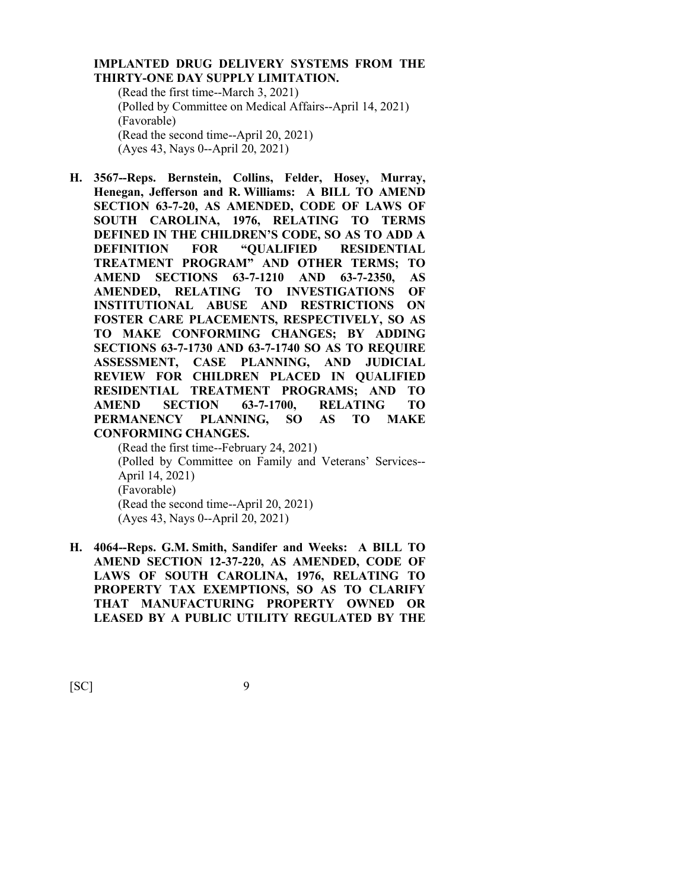**IMPLANTED DRUG DELIVERY SYSTEMS FROM THE THIRTY-ONE DAY SUPPLY LIMITATION.**

(Read the first time--March 3, 2021)
(Polled by Committee on Medical Affairs--April 14, 2021)
(Favorable)
(Read the second time--April 20, 2021)
(Ayes 43, Nays 0--April 20, 2021)

**H. 3567--Reps. Bernstein, Collins, Felder, Hosey, Murray, Henegan, Jefferson and R. Williams: A BILL TO AMEND SECTION 63-7-20, AS AMENDED, CODE OF LAWS OF SOUTH CAROLINA, 1976, RELATING TO TERMS DEFINED IN THE CHILDREN'S CODE, SO AS TO ADD A DEFINITION FOR "QUALIFIED RESIDENTIAL TREATMENT PROGRAM" AND OTHER TERMS; TO AMEND SECTIONS 63-7-1210 AND 63-7-2350, AS AMENDED, RELATING TO INVESTIGATIONS OF INSTITUTIONAL ABUSE AND RESTRICTIONS ON FOSTER CARE PLACEMENTS, RESPECTIVELY, SO AS TO MAKE CONFORMING CHANGES; BY ADDING SECTIONS 63-7-1730 AND 63-7-1740 SO AS TO REQUIRE ASSESSMENT, CASE PLANNING, AND JUDICIAL REVIEW FOR CHILDREN PLACED IN QUALIFIED RESIDENTIAL TREATMENT PROGRAMS; AND TO AMEND SECTION 63-7-1700, RELATING TO PERMANENCY PLANNING, SO AS TO MAKE CONFORMING CHANGES.**

(Read the first time--February 24, 2021)
(Polled by Committee on Family and Veterans' Services--April 14, 2021)
(Favorable)
(Read the second time--April 20, 2021)
(Ayes 43, Nays 0--April 20, 2021)

**H. 4064--Reps. G.M. Smith, Sandifer and Weeks: A BILL TO AMEND SECTION 12-37-220, AS AMENDED, CODE OF LAWS OF SOUTH CAROLINA, 1976, RELATING TO PROPERTY TAX EXEMPTIONS, SO AS TO CLARIFY THAT MANUFACTURING PROPERTY OWNED OR LEASED BY A PUBLIC UTILITY REGULATED BY THE**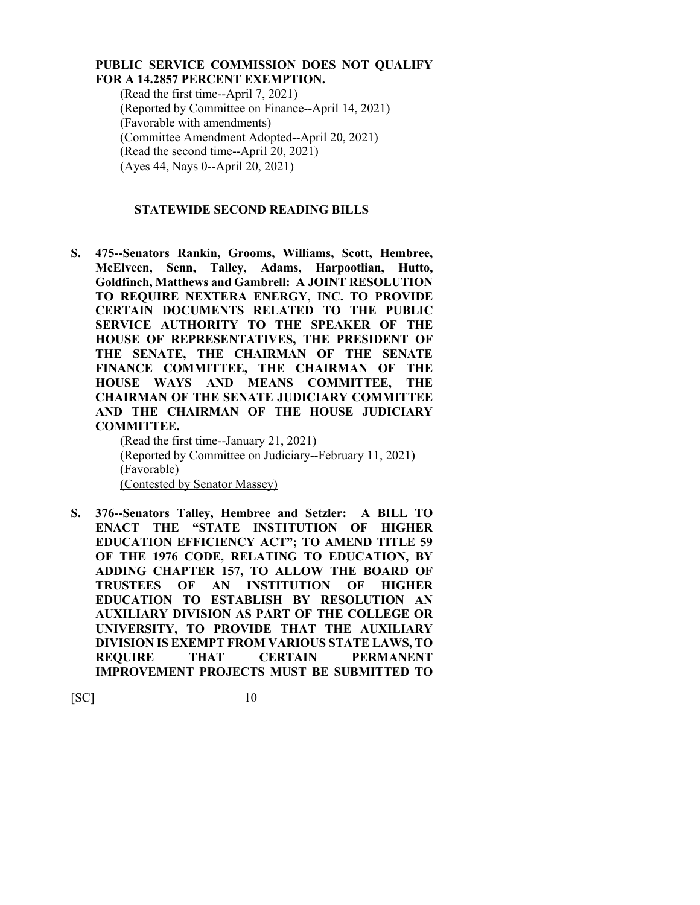**PUBLIC SERVICE COMMISSION DOES NOT QUALIFY FOR A 14.2857 PERCENT EXEMPTION.**

(Read the first time--April 7, 2021)
(Reported by Committee on Finance--April 14, 2021)
(Favorable with amendments)
(Committee Amendment Adopted--April 20, 2021)
(Read the second time--April 20, 2021)
(Ayes 44, Nays 0--April 20, 2021)

## STATEWIDE SECOND READING BILLS

**S. 475--Senators Rankin, Grooms, Williams, Scott, Hembree, McElveen, Senn, Talley, Adams, Harpootlian, Hutto, Goldfinch, Matthews and Gambrell: A JOINT RESOLUTION TO REQUIRE NEXTERA ENERGY, INC. TO PROVIDE CERTAIN DOCUMENTS RELATED TO THE PUBLIC SERVICE AUTHORITY TO THE SPEAKER OF THE HOUSE OF REPRESENTATIVES, THE PRESIDENT OF THE SENATE, THE CHAIRMAN OF THE SENATE FINANCE COMMITTEE, THE CHAIRMAN OF THE HOUSE WAYS AND MEANS COMMITTEE, THE CHAIRMAN OF THE SENATE JUDICIARY COMMITTEE AND THE CHAIRMAN OF THE HOUSE JUDICIARY COMMITTEE.**

(Read the first time--January 21, 2021)
(Reported by Committee on Judiciary--February 11, 2021)
(Favorable)
(Contested by Senator Massey)

**S. 376--Senators Talley, Hembree and Setzler: A BILL TO ENACT THE "STATE INSTITUTION OF HIGHER EDUCATION EFFICIENCY ACT"; TO AMEND TITLE 59 OF THE 1976 CODE, RELATING TO EDUCATION, BY ADDING CHAPTER 157, TO ALLOW THE BOARD OF TRUSTEES OF AN INSTITUTION OF HIGHER EDUCATION TO ESTABLISH BY RESOLUTION AN AUXILIARY DIVISION AS PART OF THE COLLEGE OR UNIVERSITY, TO PROVIDE THAT THE AUXILIARY DIVISION IS EXEMPT FROM VARIOUS STATE LAWS, TO REQUIRE THAT CERTAIN PERMANENT IMPROVEMENT PROJECTS MUST BE SUBMITTED TO**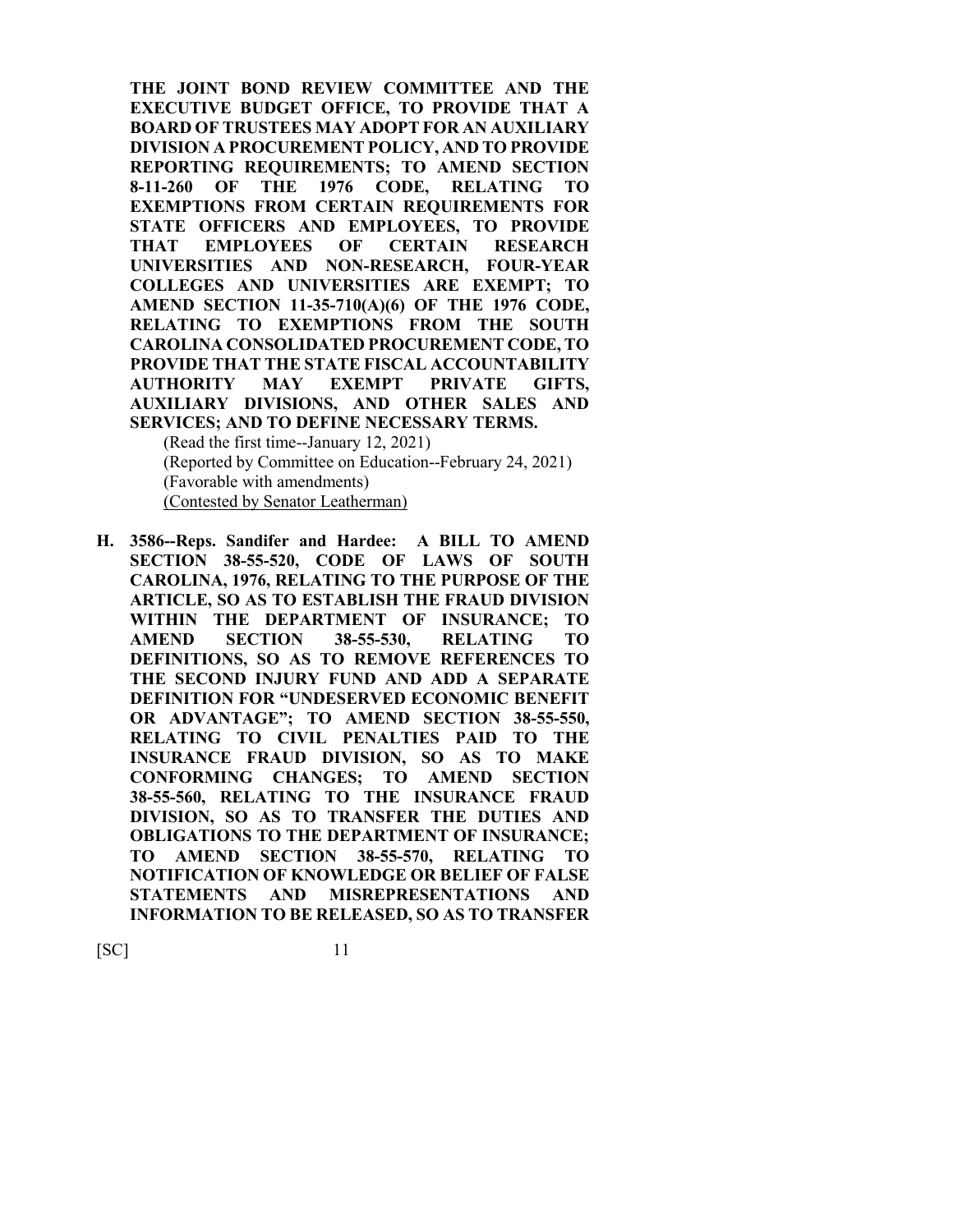**THE JOINT BOND REVIEW COMMITTEE AND THE EXECUTIVE BUDGET OFFICE, TO PROVIDE THAT A BOARD OF TRUSTEES MAY ADOPT FOR AN AUXILIARY DIVISION A PROCUREMENT POLICY, AND TO PROVIDE REPORTING REQUIREMENTS; TO AMEND SECTION 8-11-260 OF THE 1976 CODE, RELATING TO EXEMPTIONS FROM CERTAIN REQUIREMENTS FOR STATE OFFICERS AND EMPLOYEES, TO PROVIDE THAT EMPLOYEES OF CERTAIN RESEARCH UNIVERSITIES AND NON-RESEARCH, FOUR-YEAR COLLEGES AND UNIVERSITIES ARE EXEMPT; TO AMEND SECTION 11-35-710(A)(6) OF THE 1976 CODE, RELATING TO EXEMPTIONS FROM THE SOUTH CAROLINA CONSOLIDATED PROCUREMENT CODE, TO PROVIDE THAT THE STATE FISCAL ACCOUNTABILITY AUTHORITY MAY EXEMPT PRIVATE GIFTS, AUXILIARY DIVISIONS, AND OTHER SALES AND SERVICES; AND TO DEFINE NECESSARY TERMS.**

(Read the first time--January 12, 2021)
(Reported by Committee on Education--February 24, 2021)
(Favorable with amendments)
(Contested by Senator Leatherman)

**H. 3586--Reps. Sandifer and Hardee: A BILL TO AMEND SECTION 38-55-520, CODE OF LAWS OF SOUTH CAROLINA, 1976, RELATING TO THE PURPOSE OF THE ARTICLE, SO AS TO ESTABLISH THE FRAUD DIVISION WITHIN THE DEPARTMENT OF INSURANCE; TO AMEND SECTION 38-55-530, RELATING TO DEFINITIONS, SO AS TO REMOVE REFERENCES TO THE SECOND INJURY FUND AND ADD A SEPARATE DEFINITION FOR "UNDESERVED ECONOMIC BENEFIT OR ADVANTAGE"; TO AMEND SECTION 38-55-550, RELATING TO CIVIL PENALTIES PAID TO THE INSURANCE FRAUD DIVISION, SO AS TO MAKE CONFORMING CHANGES; TO AMEND SECTION 38-55-560, RELATING TO THE INSURANCE FRAUD DIVISION, SO AS TO TRANSFER THE DUTIES AND OBLIGATIONS TO THE DEPARTMENT OF INSURANCE; TO AMEND SECTION 38-55-570, RELATING TO NOTIFICATION OF KNOWLEDGE OR BELIEF OF FALSE STATEMENTS AND MISREPRESENTATIONS AND INFORMATION TO BE RELEASED, SO AS TO TRANSFER**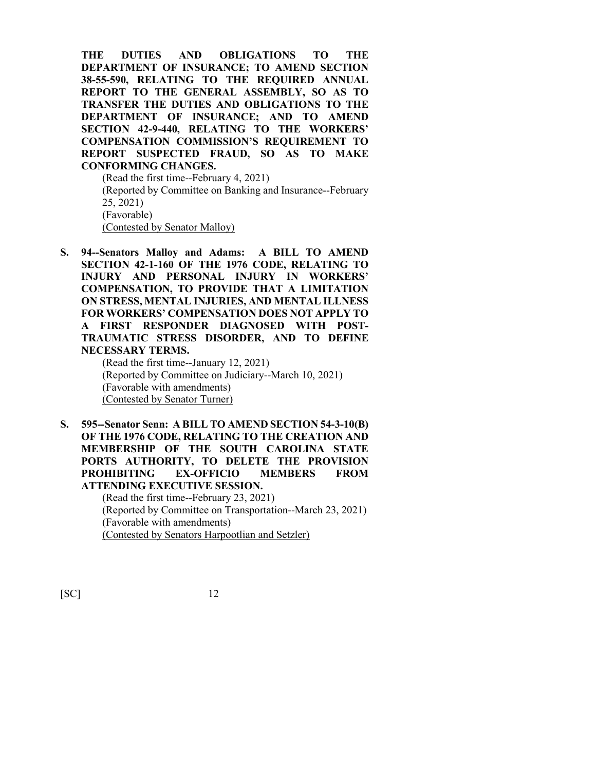**THE DUTIES AND OBLIGATIONS TO THE DEPARTMENT OF INSURANCE; TO AMEND SECTION 38-55-590, RELATING TO THE REQUIRED ANNUAL REPORT TO THE GENERAL ASSEMBLY, SO AS TO TRANSFER THE DUTIES AND OBLIGATIONS TO THE DEPARTMENT OF INSURANCE; AND TO AMEND SECTION 42-9-440, RELATING TO THE WORKERS' COMPENSATION COMMISSION'S REQUIREMENT TO REPORT SUSPECTED FRAUD, SO AS TO MAKE CONFORMING CHANGES.**

(Read the first time--February 4, 2021)
(Reported by Committee on Banking and Insurance--February 25, 2021)
(Favorable)
(Contested by Senator Malloy)

**S. 94--Senators Malloy and Adams: A BILL TO AMEND SECTION 42-1-160 OF THE 1976 CODE, RELATING TO INJURY AND PERSONAL INJURY IN WORKERS' COMPENSATION, TO PROVIDE THAT A LIMITATION ON STRESS, MENTAL INJURIES, AND MENTAL ILLNESS FOR WORKERS' COMPENSATION DOES NOT APPLY TO A FIRST RESPONDER DIAGNOSED WITH POST-TRAUMATIC STRESS DISORDER, AND TO DEFINE NECESSARY TERMS.**

(Read the first time--January 12, 2021)
(Reported by Committee on Judiciary--March 10, 2021)
(Favorable with amendments)
(Contested by Senator Turner)

**S. 595--Senator Senn: A BILL TO AMEND SECTION 54-3-10(B) OF THE 1976 CODE, RELATING TO THE CREATION AND MEMBERSHIP OF THE SOUTH CAROLINA STATE PORTS AUTHORITY, TO DELETE THE PROVISION PROHIBITING EX-OFFICIO MEMBERS FROM ATTENDING EXECUTIVE SESSION.**

(Read the first time--February 23, 2021)
(Reported by Committee on Transportation--March 23, 2021)
(Favorable with amendments)
(Contested by Senators Harpootlian and Setzler)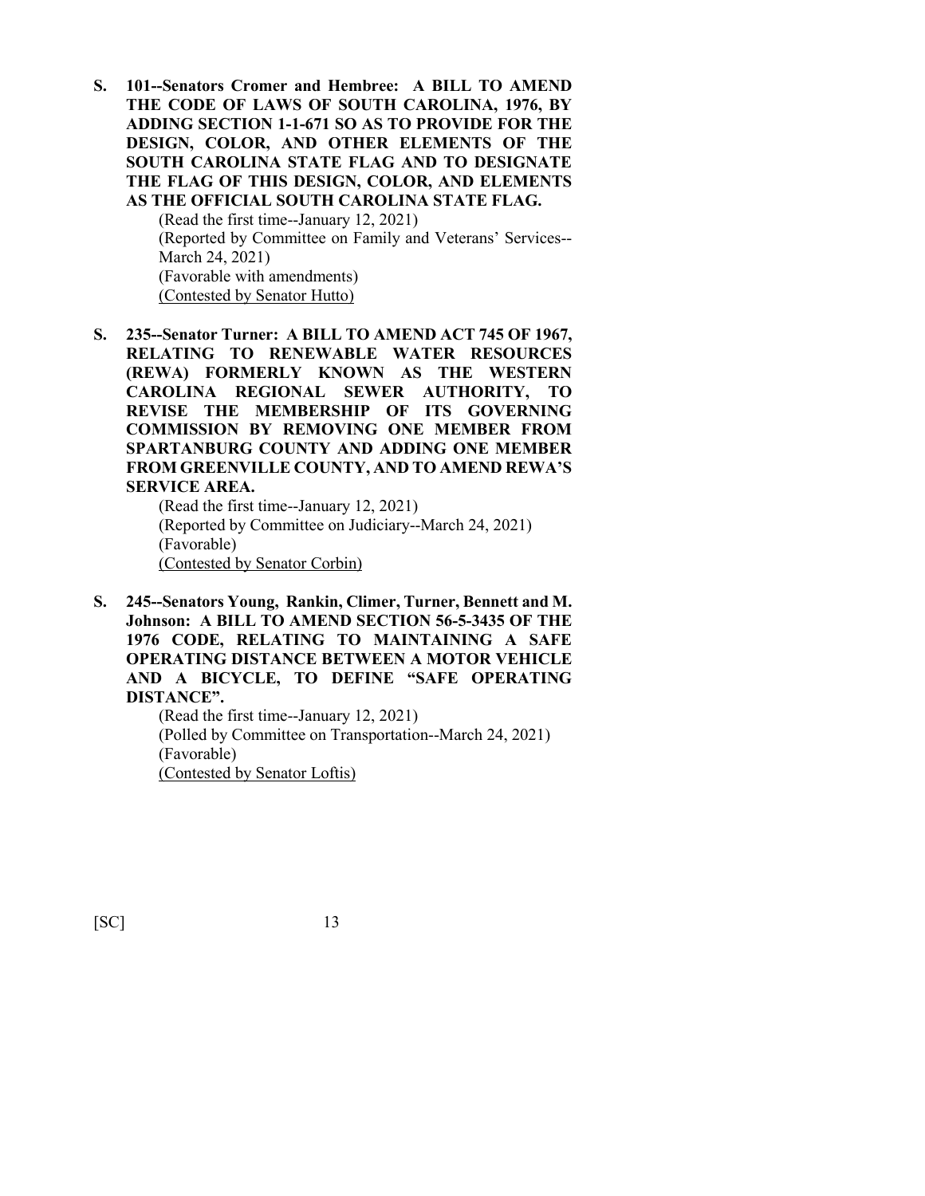**S. 101--Senators Cromer and Hembree: A BILL TO AMEND THE CODE OF LAWS OF SOUTH CAROLINA, 1976, BY ADDING SECTION 1-1-671 SO AS TO PROVIDE FOR THE DESIGN, COLOR, AND OTHER ELEMENTS OF THE SOUTH CAROLINA STATE FLAG AND TO DESIGNATE THE FLAG OF THIS DESIGN, COLOR, AND ELEMENTS AS THE OFFICIAL SOUTH CAROLINA STATE FLAG.**

(Read the first time--January 12, 2021)
(Reported by Committee on Family and Veterans' Services--March 24, 2021)
(Favorable with amendments)
(Contested by Senator Hutto)

**S. 235--Senator Turner: A BILL TO AMEND ACT 745 OF 1967, RELATING TO RENEWABLE WATER RESOURCES (REWA) FORMERLY KNOWN AS THE WESTERN CAROLINA REGIONAL SEWER AUTHORITY, TO REVISE THE MEMBERSHIP OF ITS GOVERNING COMMISSION BY REMOVING ONE MEMBER FROM SPARTANBURG COUNTY AND ADDING ONE MEMBER FROM GREENVILLE COUNTY, AND TO AMEND REWA'S SERVICE AREA.**

(Read the first time--January 12, 2021)
(Reported by Committee on Judiciary--March 24, 2021)
(Favorable)
(Contested by Senator Corbin)

**S. 245--Senators Young, Rankin, Climer, Turner, Bennett and M. Johnson: A BILL TO AMEND SECTION 56-5-3435 OF THE 1976 CODE, RELATING TO MAINTAINING A SAFE OPERATING DISTANCE BETWEEN A MOTOR VEHICLE AND A BICYCLE, TO DEFINE "SAFE OPERATING DISTANCE".**

(Read the first time--January 12, 2021)
(Polled by Committee on Transportation--March 24, 2021)
(Favorable)
(Contested by Senator Loftis)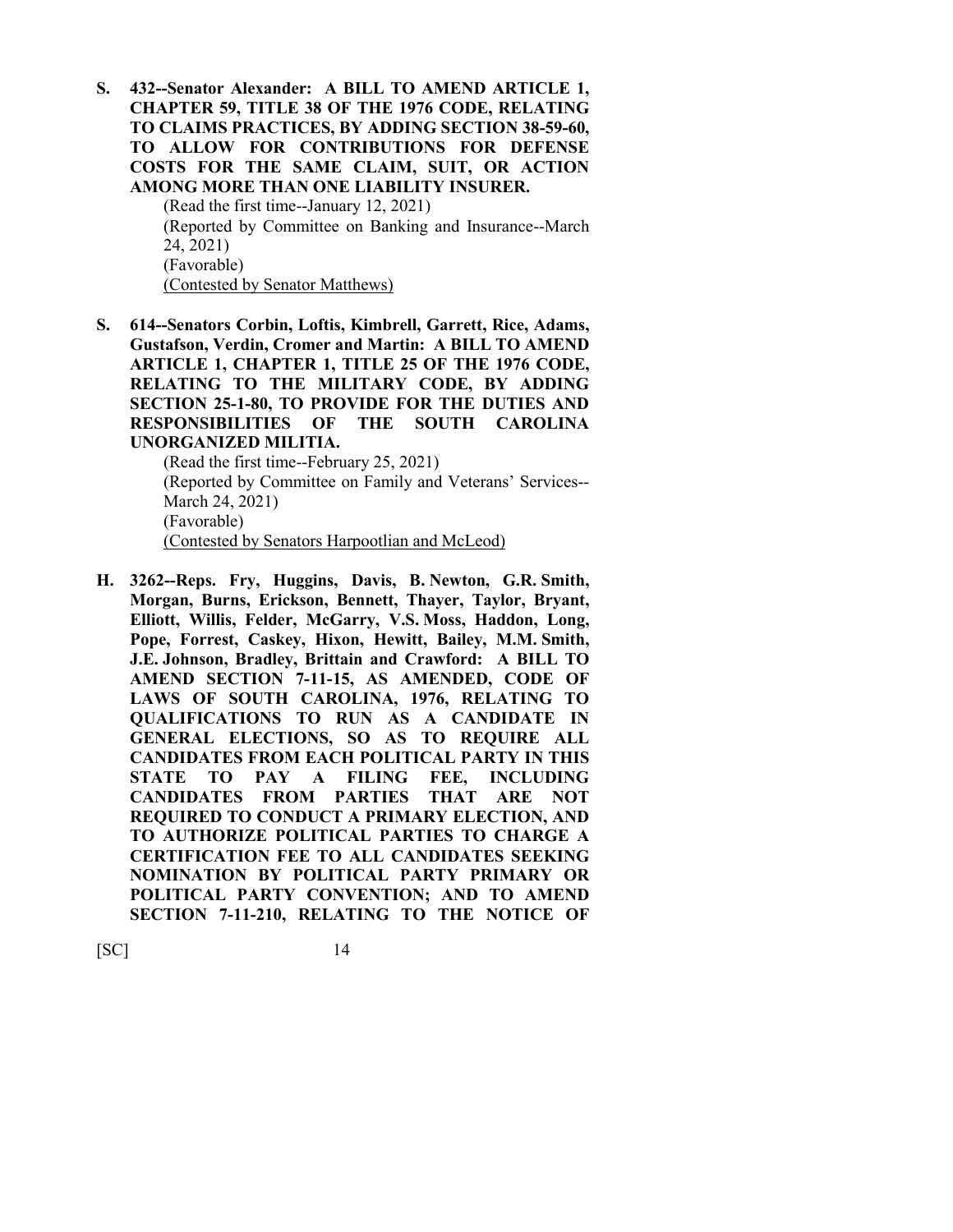**S. 432--Senator Alexander: A BILL TO AMEND ARTICLE 1, CHAPTER 59, TITLE 38 OF THE 1976 CODE, RELATING TO CLAIMS PRACTICES, BY ADDING SECTION 38-59-60, TO ALLOW FOR CONTRIBUTIONS FOR DEFENSE COSTS FOR THE SAME CLAIM, SUIT, OR ACTION AMONG MORE THAN ONE LIABILITY INSURER.**

(Read the first time--January 12, 2021)
(Reported by Committee on Banking and Insurance--March 24, 2021)
(Favorable)
<u>(Contested by Senator Matthews)</u>

**S. 614--Senators Corbin, Loftis, Kimbrell, Garrett, Rice, Adams, Gustafson, Verdin, Cromer and Martin: A BILL TO AMEND ARTICLE 1, CHAPTER 1, TITLE 25 OF THE 1976 CODE, RELATING TO THE MILITARY CODE, BY ADDING SECTION 25-1-80, TO PROVIDE FOR THE DUTIES AND RESPONSIBILITIES OF THE SOUTH CAROLINA UNORGANIZED MILITIA.**

(Read the first time--February 25, 2021)
(Reported by Committee on Family and Veterans' Services--March 24, 2021)
(Favorable)
<u>(Contested by Senators Harpootlian and McLeod)</u>

**H. 3262--Reps. Fry, Huggins, Davis, B. Newton, G.R. Smith, Morgan, Burns, Erickson, Bennett, Thayer, Taylor, Bryant, Elliott, Willis, Felder, McGarry, V.S. Moss, Haddon, Long, Pope, Forrest, Caskey, Hixon, Hewitt, Bailey, M.M. Smith, J.E. Johnson, Bradley, Brittain and Crawford: A BILL TO AMEND SECTION 7-11-15, AS AMENDED, CODE OF LAWS OF SOUTH CAROLINA, 1976, RELATING TO QUALIFICATIONS TO RUN AS A CANDIDATE IN GENERAL ELECTIONS, SO AS TO REQUIRE ALL CANDIDATES FROM EACH POLITICAL PARTY IN THIS STATE TO PAY A FILING FEE, INCLUDING CANDIDATES FROM PARTIES THAT ARE NOT REQUIRED TO CONDUCT A PRIMARY ELECTION, AND TO AUTHORIZE POLITICAL PARTIES TO CHARGE A CERTIFICATION FEE TO ALL CANDIDATES SEEKING NOMINATION BY POLITICAL PARTY PRIMARY OR POLITICAL PARTY CONVENTION; AND TO AMEND SECTION 7-11-210, RELATING TO THE NOTICE OF**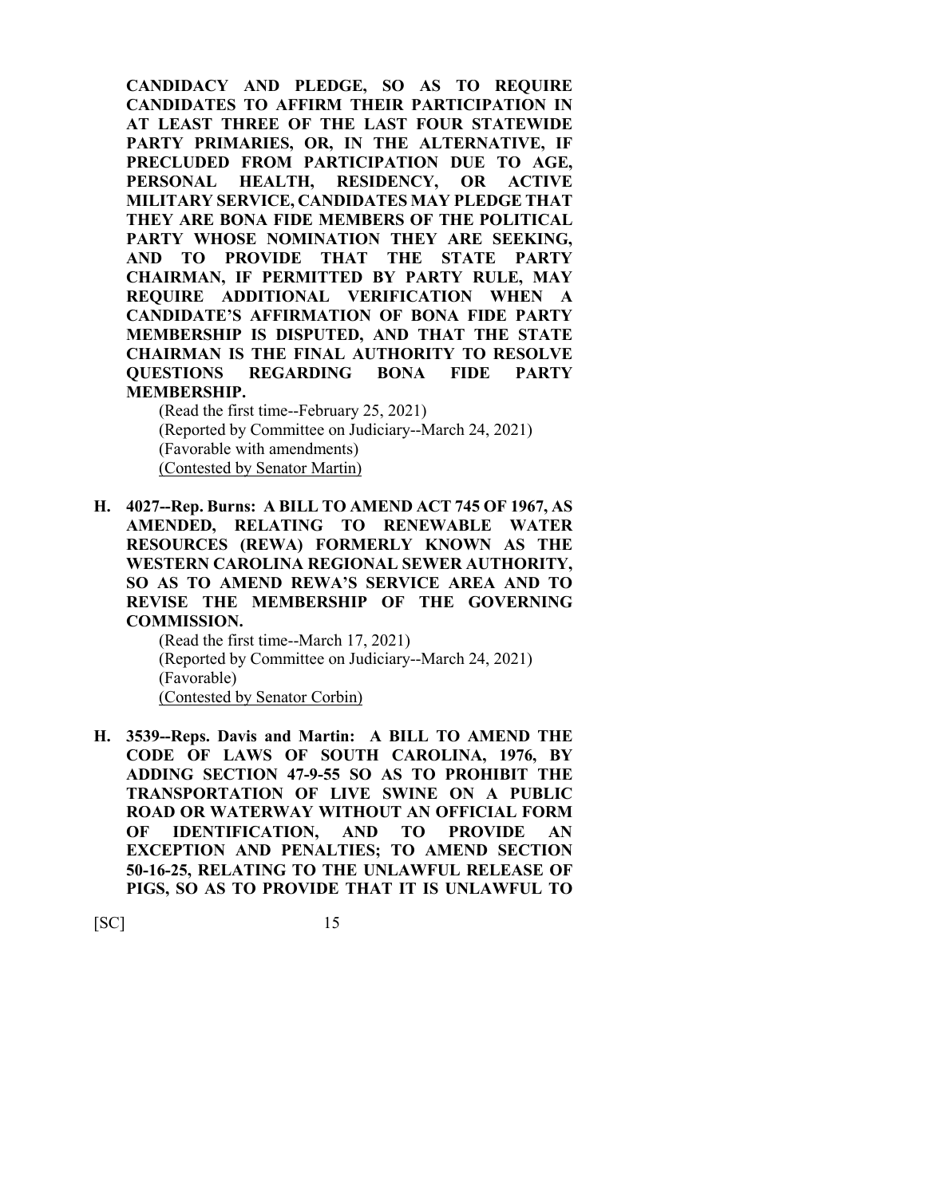**CANDIDACY AND PLEDGE, SO AS TO REQUIRE CANDIDATES TO AFFIRM THEIR PARTICIPATION IN AT LEAST THREE OF THE LAST FOUR STATEWIDE PARTY PRIMARIES, OR, IN THE ALTERNATIVE, IF PRECLUDED FROM PARTICIPATION DUE TO AGE, PERSONAL HEALTH, RESIDENCY, OR ACTIVE MILITARY SERVICE, CANDIDATES MAY PLEDGE THAT THEY ARE BONA FIDE MEMBERS OF THE POLITICAL PARTY WHOSE NOMINATION THEY ARE SEEKING, AND TO PROVIDE THAT THE STATE PARTY CHAIRMAN, IF PERMITTED BY PARTY RULE, MAY REQUIRE ADDITIONAL VERIFICATION WHEN A CANDIDATE'S AFFIRMATION OF BONA FIDE PARTY MEMBERSHIP IS DISPUTED, AND THAT THE STATE CHAIRMAN IS THE FINAL AUTHORITY TO RESOLVE QUESTIONS REGARDING BONA FIDE PARTY MEMBERSHIP.**

(Read the first time--February 25, 2021)
(Reported by Committee on Judiciary--March 24, 2021)
(Favorable with amendments)
(Contested by Senator Martin)

**H. 4027--Rep. Burns: A BILL TO AMEND ACT 745 OF 1967, AS AMENDED, RELATING TO RENEWABLE WATER RESOURCES (REWA) FORMERLY KNOWN AS THE WESTERN CAROLINA REGIONAL SEWER AUTHORITY, SO AS TO AMEND REWA'S SERVICE AREA AND TO REVISE THE MEMBERSHIP OF THE GOVERNING COMMISSION.**

(Read the first time--March 17, 2021)
(Reported by Committee on Judiciary--March 24, 2021)
(Favorable)
(Contested by Senator Corbin)

**H. 3539--Reps. Davis and Martin: A BILL TO AMEND THE CODE OF LAWS OF SOUTH CAROLINA, 1976, BY ADDING SECTION 47-9-55 SO AS TO PROHIBIT THE TRANSPORTATION OF LIVE SWINE ON A PUBLIC ROAD OR WATERWAY WITHOUT AN OFFICIAL FORM OF IDENTIFICATION, AND TO PROVIDE AN EXCEPTION AND PENALTIES; TO AMEND SECTION 50-16-25, RELATING TO THE UNLAWFUL RELEASE OF PIGS, SO AS TO PROVIDE THAT IT IS UNLAWFUL TO**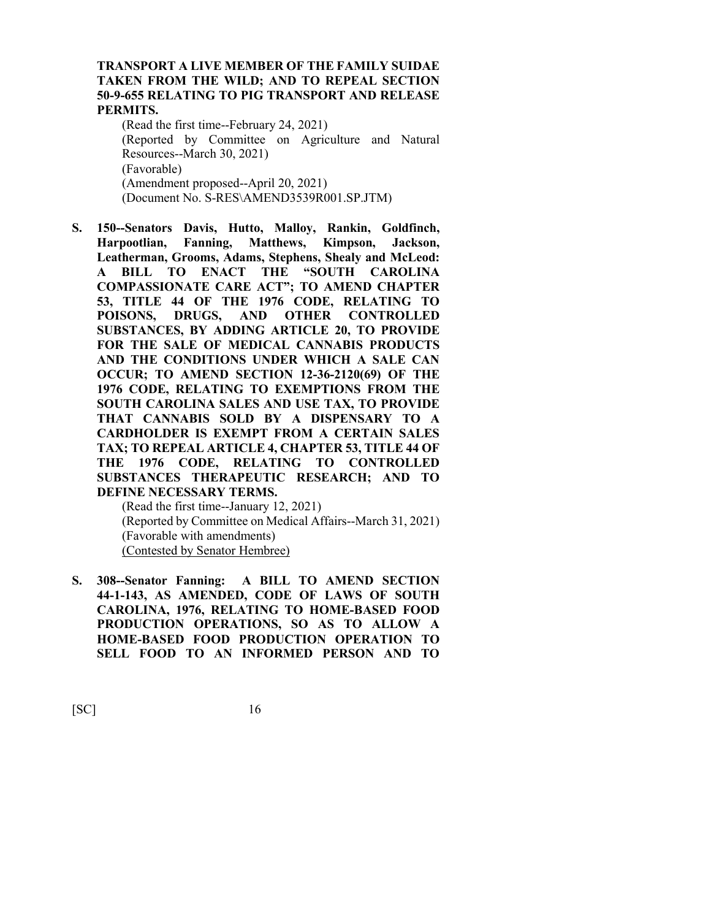**TRANSPORT A LIVE MEMBER OF THE FAMILY SUIDAE TAKEN FROM THE WILD; AND TO REPEAL SECTION 50-9-655 RELATING TO PIG TRANSPORT AND RELEASE PERMITS.**

(Read the first time--February 24, 2021)
(Reported by Committee on Agriculture and Natural Resources--March 30, 2021)
(Favorable)
(Amendment proposed--April 20, 2021)
(Document No. S-RES\AMEND3539R001.SP.JTM)

**S. 150--Senators Davis, Hutto, Malloy, Rankin, Goldfinch, Harpootlian, Fanning, Matthews, Kimpson, Jackson, Leatherman, Grooms, Adams, Stephens, Shealy and McLeod: A BILL TO ENACT THE "SOUTH CAROLINA COMPASSIONATE CARE ACT"; TO AMEND CHAPTER 53, TITLE 44 OF THE 1976 CODE, RELATING TO POISONS, DRUGS, AND OTHER CONTROLLED SUBSTANCES, BY ADDING ARTICLE 20, TO PROVIDE FOR THE SALE OF MEDICAL CANNABIS PRODUCTS AND THE CONDITIONS UNDER WHICH A SALE CAN OCCUR; TO AMEND SECTION 12-36-2120(69) OF THE 1976 CODE, RELATING TO EXEMPTIONS FROM THE SOUTH CAROLINA SALES AND USE TAX, TO PROVIDE THAT CANNABIS SOLD BY A DISPENSARY TO A CARDHOLDER IS EXEMPT FROM A CERTAIN SALES TAX; TO REPEAL ARTICLE 4, CHAPTER 53, TITLE 44 OF THE 1976 CODE, RELATING TO CONTROLLED SUBSTANCES THERAPEUTIC RESEARCH; AND TO DEFINE NECESSARY TERMS.**

(Read the first time--January 12, 2021)
(Reported by Committee on Medical Affairs--March 31, 2021)
(Favorable with amendments)
(Contested by Senator Hembree)

**S. 308--Senator Fanning: A BILL TO AMEND SECTION 44-1-143, AS AMENDED, CODE OF LAWS OF SOUTH CAROLINA, 1976, RELATING TO HOME-BASED FOOD PRODUCTION OPERATIONS, SO AS TO ALLOW A HOME-BASED FOOD PRODUCTION OPERATION TO SELL FOOD TO AN INFORMED PERSON AND TO**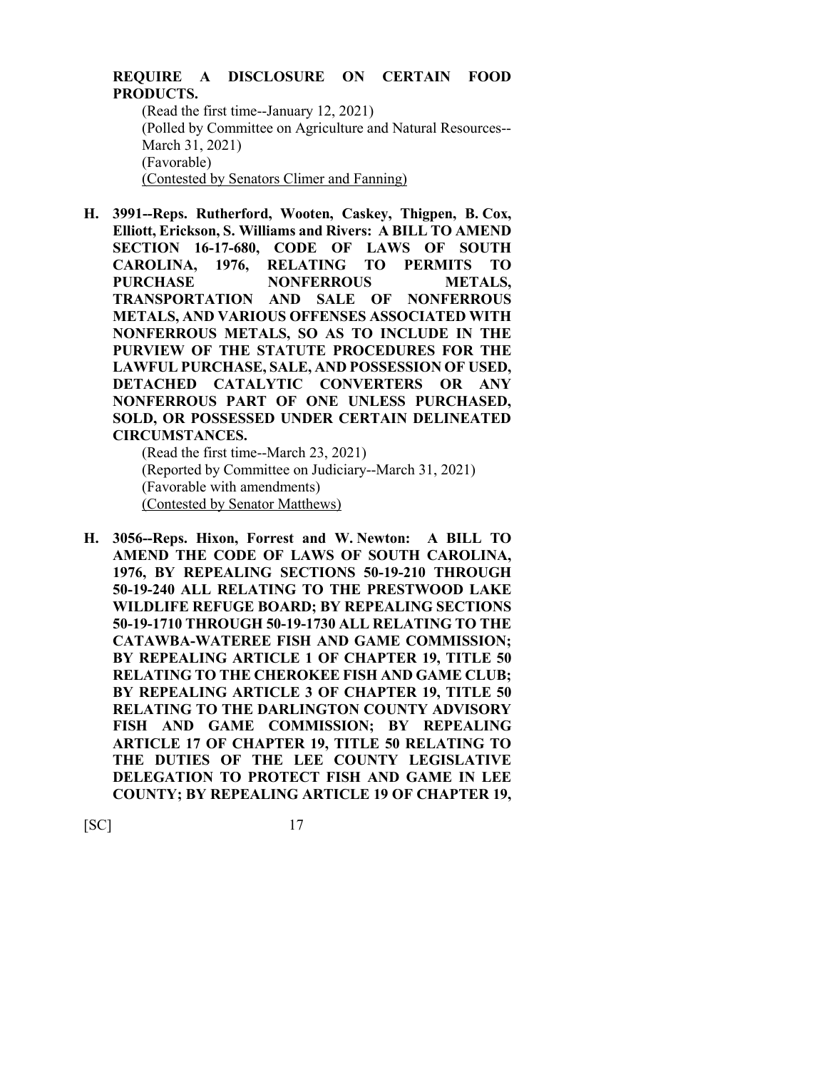**REQUIRE A DISCLOSURE ON CERTAIN FOOD PRODUCTS.**

(Read the first time--January 12, 2021)
(Polled by Committee on Agriculture and Natural Resources--March 31, 2021)
(Favorable)
<u>(Contested by Senators Climer and Fanning)</u>

**H. 3991--Reps. Rutherford, Wooten, Caskey, Thigpen, B. Cox, Elliott, Erickson, S. Williams and Rivers: A BILL TO AMEND SECTION 16-17-680, CODE OF LAWS OF SOUTH CAROLINA, 1976, RELATING TO PERMITS TO PURCHASE NONFERROUS METALS, TRANSPORTATION AND SALE OF NONFERROUS METALS, AND VARIOUS OFFENSES ASSOCIATED WITH NONFERROUS METALS, SO AS TO INCLUDE IN THE PURVIEW OF THE STATUTE PROCEDURES FOR THE LAWFUL PURCHASE, SALE, AND POSSESSION OF USED, DETACHED CATALYTIC CONVERTERS OR ANY NONFERROUS PART OF ONE UNLESS PURCHASED, SOLD, OR POSSESSED UNDER CERTAIN DELINEATED CIRCUMSTANCES.**

(Read the first time--March 23, 2021)
(Reported by Committee on Judiciary--March 31, 2021)
(Favorable with amendments)
<u>(Contested by Senator Matthews)</u>

**H. 3056--Reps. Hixon, Forrest and W. Newton: A BILL TO AMEND THE CODE OF LAWS OF SOUTH CAROLINA, 1976, BY REPEALING SECTIONS 50-19-210 THROUGH 50-19-240 ALL RELATING TO THE PRESTWOOD LAKE WILDLIFE REFUGE BOARD; BY REPEALING SECTIONS 50-19-1710 THROUGH 50-19-1730 ALL RELATING TO THE CATAWBA-WATEREE FISH AND GAME COMMISSION; BY REPEALING ARTICLE 1 OF CHAPTER 19, TITLE 50 RELATING TO THE CHEROKEE FISH AND GAME CLUB; BY REPEALING ARTICLE 3 OF CHAPTER 19, TITLE 50 RELATING TO THE DARLINGTON COUNTY ADVISORY FISH AND GAME COMMISSION; BY REPEALING ARTICLE 17 OF CHAPTER 19, TITLE 50 RELATING TO THE DUTIES OF THE LEE COUNTY LEGISLATIVE DELEGATION TO PROTECT FISH AND GAME IN LEE COUNTY; BY REPEALING ARTICLE 19 OF CHAPTER 19,**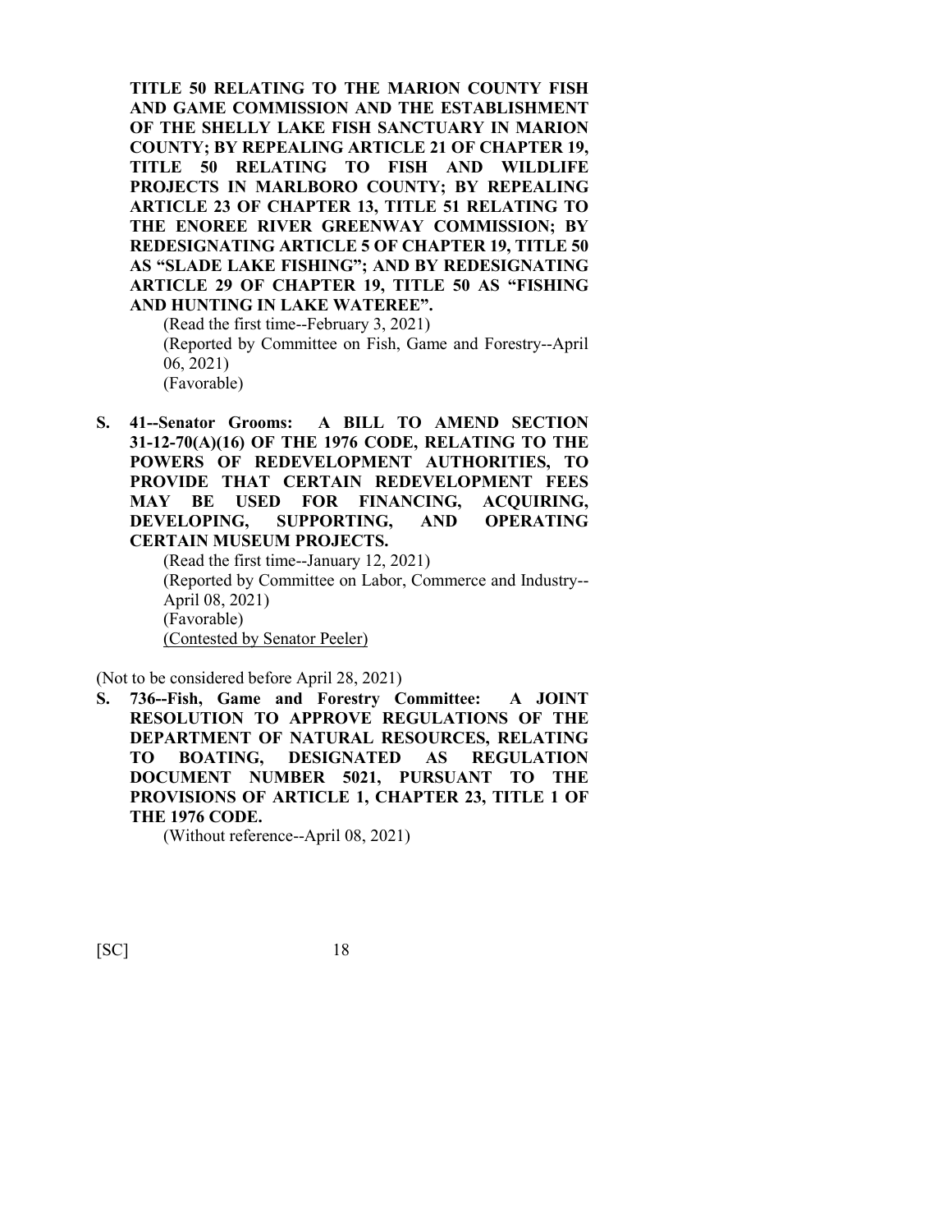**TITLE 50 RELATING TO THE MARION COUNTY FISH AND GAME COMMISSION AND THE ESTABLISHMENT OF THE SHELLY LAKE FISH SANCTUARY IN MARION COUNTY; BY REPEALING ARTICLE 21 OF CHAPTER 19, TITLE 50 RELATING TO FISH AND WILDLIFE PROJECTS IN MARLBORO COUNTY; BY REPEALING ARTICLE 23 OF CHAPTER 13, TITLE 51 RELATING TO THE ENOREE RIVER GREENWAY COMMISSION; BY REDESIGNATING ARTICLE 5 OF CHAPTER 19, TITLE 50 AS "SLADE LAKE FISHING"; AND BY REDESIGNATING ARTICLE 29 OF CHAPTER 19, TITLE 50 AS "FISHING AND HUNTING IN LAKE WATEREE".**

(Read the first time--February 3, 2021)
(Reported by Committee on Fish, Game and Forestry--April 06, 2021)
(Favorable)

**S. 41--Senator Grooms: A BILL TO AMEND SECTION 31-12-70(A)(16) OF THE 1976 CODE, RELATING TO THE POWERS OF REDEVELOPMENT AUTHORITIES, TO PROVIDE THAT CERTAIN REDEVELOPMENT FEES MAY BE USED FOR FINANCING, ACQUIRING, DEVELOPING, SUPPORTING, AND OPERATING CERTAIN MUSEUM PROJECTS.**

(Read the first time--January 12, 2021)
(Reported by Committee on Labor, Commerce and Industry--April 08, 2021)
(Favorable)
(Contested by Senator Peeler)

(Not to be considered before April 28, 2021)

**S. 736--Fish, Game and Forestry Committee: A JOINT RESOLUTION TO APPROVE REGULATIONS OF THE DEPARTMENT OF NATURAL RESOURCES, RELATING TO BOATING, DESIGNATED AS REGULATION DOCUMENT NUMBER 5021, PURSUANT TO THE PROVISIONS OF ARTICLE 1, CHAPTER 23, TITLE 1 OF THE 1976 CODE.**

(Without reference--April 08, 2021)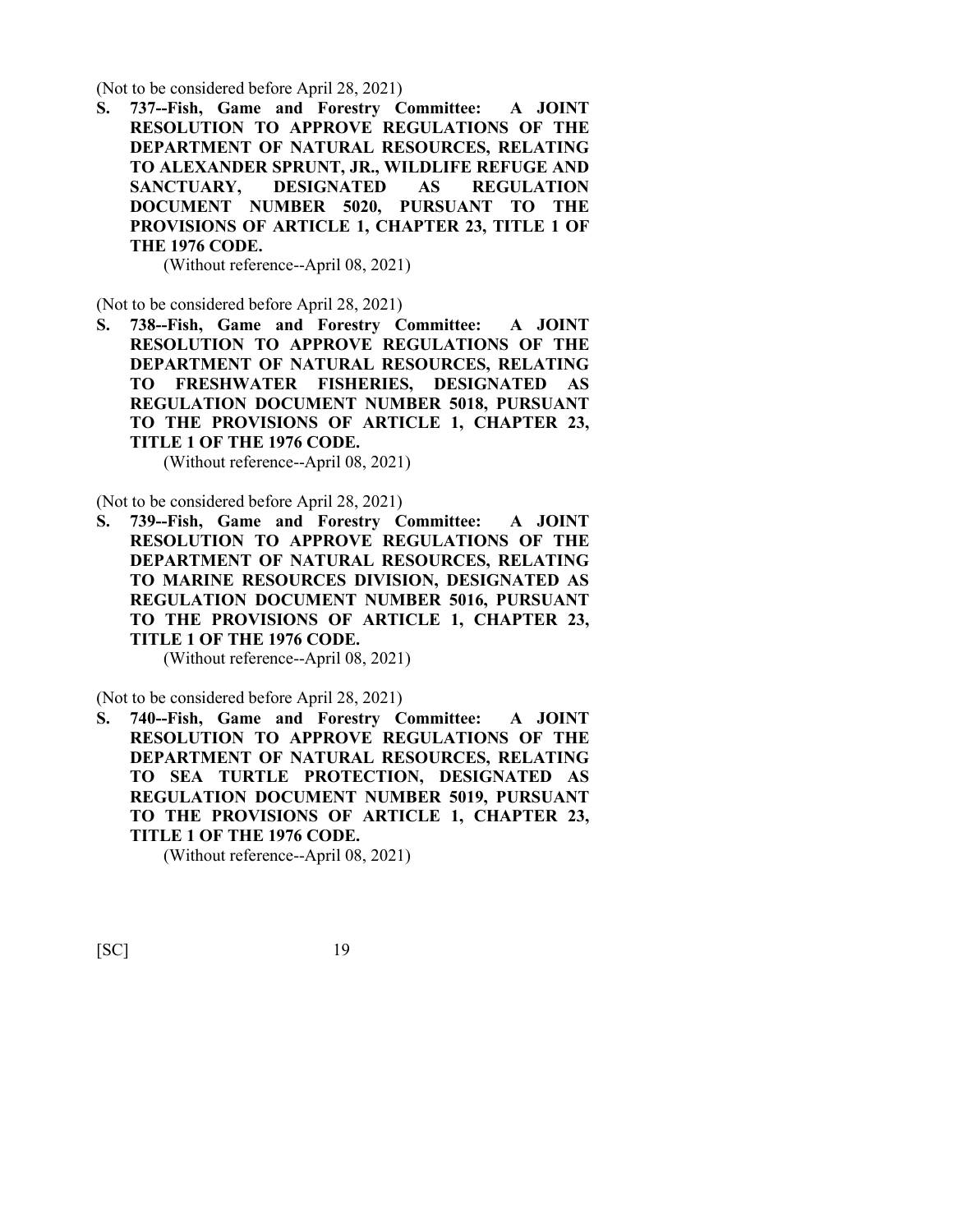(Not to be considered before April 28, 2021)

**S. 737--Fish, Game and Forestry Committee: A JOINT RESOLUTION TO APPROVE REGULATIONS OF THE DEPARTMENT OF NATURAL RESOURCES, RELATING TO ALEXANDER SPRUNT, JR., WILDLIFE REFUGE AND SANCTUARY, DESIGNATED AS REGULATION DOCUMENT NUMBER 5020, PURSUANT TO THE PROVISIONS OF ARTICLE 1, CHAPTER 23, TITLE 1 OF THE 1976 CODE.**

(Without reference--April 08, 2021)

(Not to be considered before April 28, 2021)

**S. 738--Fish, Game and Forestry Committee: A JOINT RESOLUTION TO APPROVE REGULATIONS OF THE DEPARTMENT OF NATURAL RESOURCES, RELATING TO FRESHWATER FISHERIES, DESIGNATED AS REGULATION DOCUMENT NUMBER 5018, PURSUANT TO THE PROVISIONS OF ARTICLE 1, CHAPTER 23, TITLE 1 OF THE 1976 CODE.**

(Without reference--April 08, 2021)

(Not to be considered before April 28, 2021)

**S. 739--Fish, Game and Forestry Committee: A JOINT RESOLUTION TO APPROVE REGULATIONS OF THE DEPARTMENT OF NATURAL RESOURCES, RELATING TO MARINE RESOURCES DIVISION, DESIGNATED AS REGULATION DOCUMENT NUMBER 5016, PURSUANT TO THE PROVISIONS OF ARTICLE 1, CHAPTER 23, TITLE 1 OF THE 1976 CODE.**

(Without reference--April 08, 2021)

(Not to be considered before April 28, 2021)

**S. 740--Fish, Game and Forestry Committee: A JOINT RESOLUTION TO APPROVE REGULATIONS OF THE DEPARTMENT OF NATURAL RESOURCES, RELATING TO SEA TURTLE PROTECTION, DESIGNATED AS REGULATION DOCUMENT NUMBER 5019, PURSUANT TO THE PROVISIONS OF ARTICLE 1, CHAPTER 23, TITLE 1 OF THE 1976 CODE.**

(Without reference--April 08, 2021)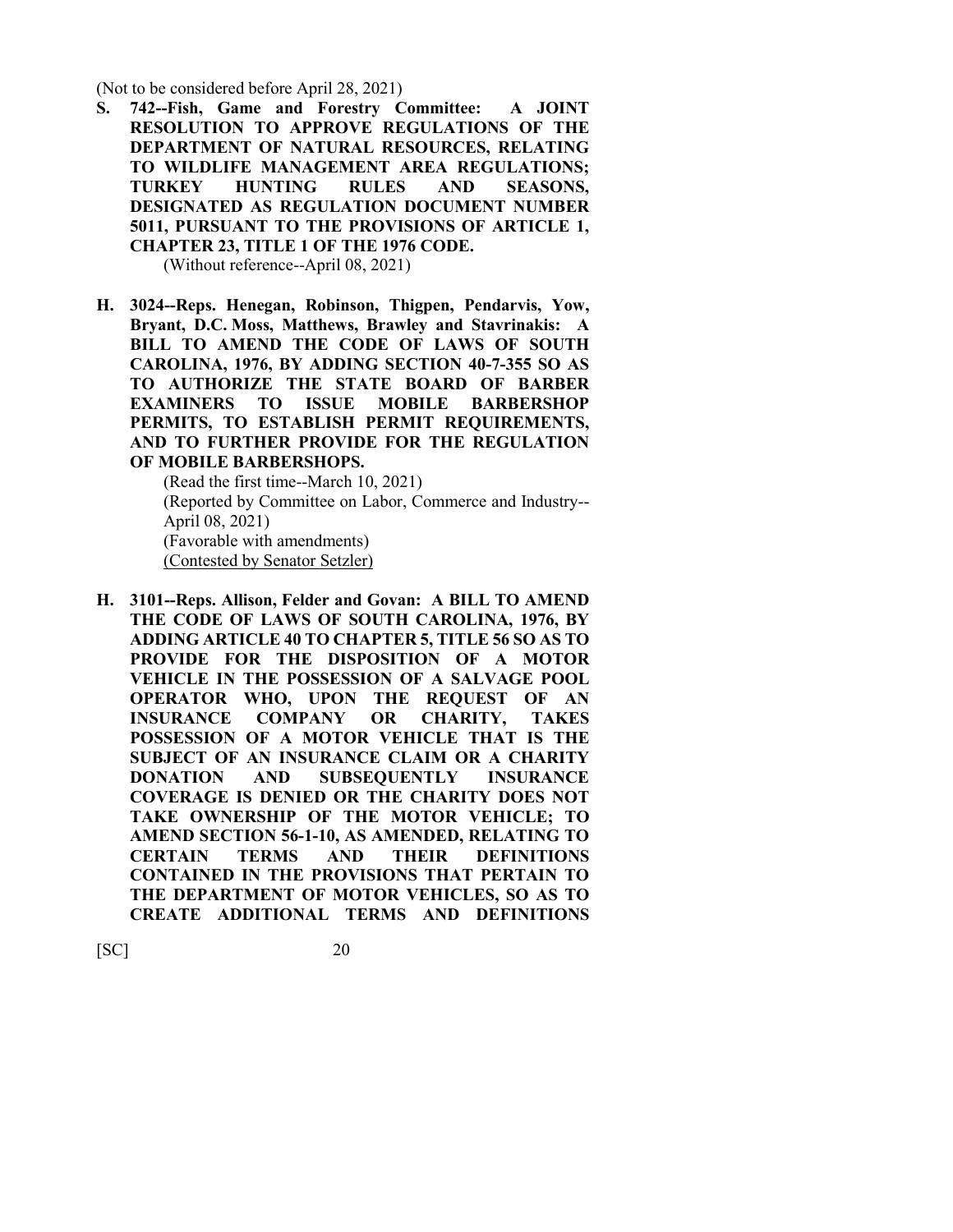(Not to be considered before April 28, 2021)

**S. 742--Fish, Game and Forestry Committee: A JOINT RESOLUTION TO APPROVE REGULATIONS OF THE DEPARTMENT OF NATURAL RESOURCES, RELATING TO WILDLIFE MANAGEMENT AREA REGULATIONS; TURKEY HUNTING RULES AND SEASONS, DESIGNATED AS REGULATION DOCUMENT NUMBER 5011, PURSUANT TO THE PROVISIONS OF ARTICLE 1, CHAPTER 23, TITLE 1 OF THE 1976 CODE.**

(Without reference--April 08, 2021)

**H. 3024--Reps. Henegan, Robinson, Thigpen, Pendarvis, Yow, Bryant, D.C. Moss, Matthews, Brawley and Stavrinakis: A BILL TO AMEND THE CODE OF LAWS OF SOUTH CAROLINA, 1976, BY ADDING SECTION 40-7-355 SO AS TO AUTHORIZE THE STATE BOARD OF BARBER EXAMINERS TO ISSUE MOBILE BARBERSHOP PERMITS, TO ESTABLISH PERMIT REQUIREMENTS, AND TO FURTHER PROVIDE FOR THE REGULATION OF MOBILE BARBERSHOPS.**

(Read the first time--March 10, 2021)
(Reported by Committee on Labor, Commerce and Industry--April 08, 2021)
(Favorable with amendments)
<u>(Contested by Senator Setzler)</u>

**H. 3101--Reps. Allison, Felder and Govan: A BILL TO AMEND THE CODE OF LAWS OF SOUTH CAROLINA, 1976, BY ADDING ARTICLE 40 TO CHAPTER 5, TITLE 56 SO AS TO PROVIDE FOR THE DISPOSITION OF A MOTOR VEHICLE IN THE POSSESSION OF A SALVAGE POOL OPERATOR WHO, UPON THE REQUEST OF AN INSURANCE COMPANY OR CHARITY, TAKES POSSESSION OF A MOTOR VEHICLE THAT IS THE SUBJECT OF AN INSURANCE CLAIM OR A CHARITY DONATION AND SUBSEQUENTLY INSURANCE COVERAGE IS DENIED OR THE CHARITY DOES NOT TAKE OWNERSHIP OF THE MOTOR VEHICLE; TO AMEND SECTION 56-1-10, AS AMENDED, RELATING TO CERTAIN TERMS AND THEIR DEFINITIONS CONTAINED IN THE PROVISIONS THAT PERTAIN TO THE DEPARTMENT OF MOTOR VEHICLES, SO AS TO CREATE ADDITIONAL TERMS AND DEFINITIONS**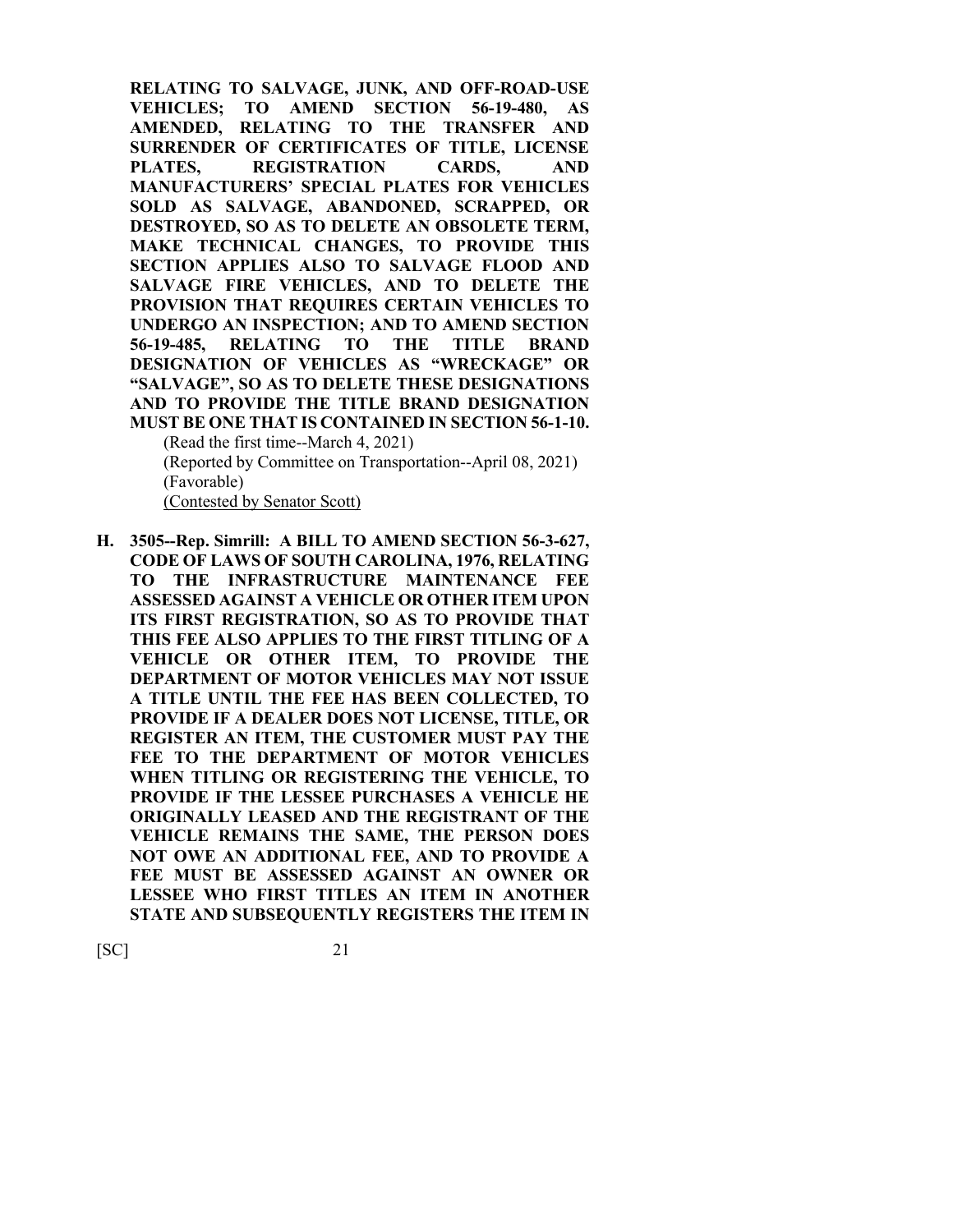**RELATING TO SALVAGE, JUNK, AND OFF-ROAD-USE VEHICLES; TO AMEND SECTION 56-19-480, AS AMENDED, RELATING TO THE TRANSFER AND SURRENDER OF CERTIFICATES OF TITLE, LICENSE PLATES, REGISTRATION CARDS, AND MANUFACTURERS' SPECIAL PLATES FOR VEHICLES SOLD AS SALVAGE, ABANDONED, SCRAPPED, OR DESTROYED, SO AS TO DELETE AN OBSOLETE TERM, MAKE TECHNICAL CHANGES, TO PROVIDE THIS SECTION APPLIES ALSO TO SALVAGE FLOOD AND SALVAGE FIRE VEHICLES, AND TO DELETE THE PROVISION THAT REQUIRES CERTAIN VEHICLES TO UNDERGO AN INSPECTION; AND TO AMEND SECTION 56-19-485, RELATING TO THE TITLE BRAND DESIGNATION OF VEHICLES AS "WRECKAGE" OR "SALVAGE", SO AS TO DELETE THESE DESIGNATIONS AND TO PROVIDE THE TITLE BRAND DESIGNATION MUST BE ONE THAT IS CONTAINED IN SECTION 56-1-10.**

(Read the first time--March 4, 2021)
(Reported by Committee on Transportation--April 08, 2021)
(Favorable)
(Contested by Senator Scott)

**H. 3505--Rep. Simrill: A BILL TO AMEND SECTION 56-3-627, CODE OF LAWS OF SOUTH CAROLINA, 1976, RELATING TO THE INFRASTRUCTURE MAINTENANCE FEE ASSESSED AGAINST A VEHICLE OR OTHER ITEM UPON ITS FIRST REGISTRATION, SO AS TO PROVIDE THAT THIS FEE ALSO APPLIES TO THE FIRST TITLING OF A VEHICLE OR OTHER ITEM, TO PROVIDE THE DEPARTMENT OF MOTOR VEHICLES MAY NOT ISSUE A TITLE UNTIL THE FEE HAS BEEN COLLECTED, TO PROVIDE IF A DEALER DOES NOT LICENSE, TITLE, OR REGISTER AN ITEM, THE CUSTOMER MUST PAY THE FEE TO THE DEPARTMENT OF MOTOR VEHICLES WHEN TITLING OR REGISTERING THE VEHICLE, TO PROVIDE IF THE LESSEE PURCHASES A VEHICLE HE ORIGINALLY LEASED AND THE REGISTRANT OF THE VEHICLE REMAINS THE SAME, THE PERSON DOES NOT OWE AN ADDITIONAL FEE, AND TO PROVIDE A FEE MUST BE ASSESSED AGAINST AN OWNER OR LESSEE WHO FIRST TITLES AN ITEM IN ANOTHER STATE AND SUBSEQUENTLY REGISTERS THE ITEM IN**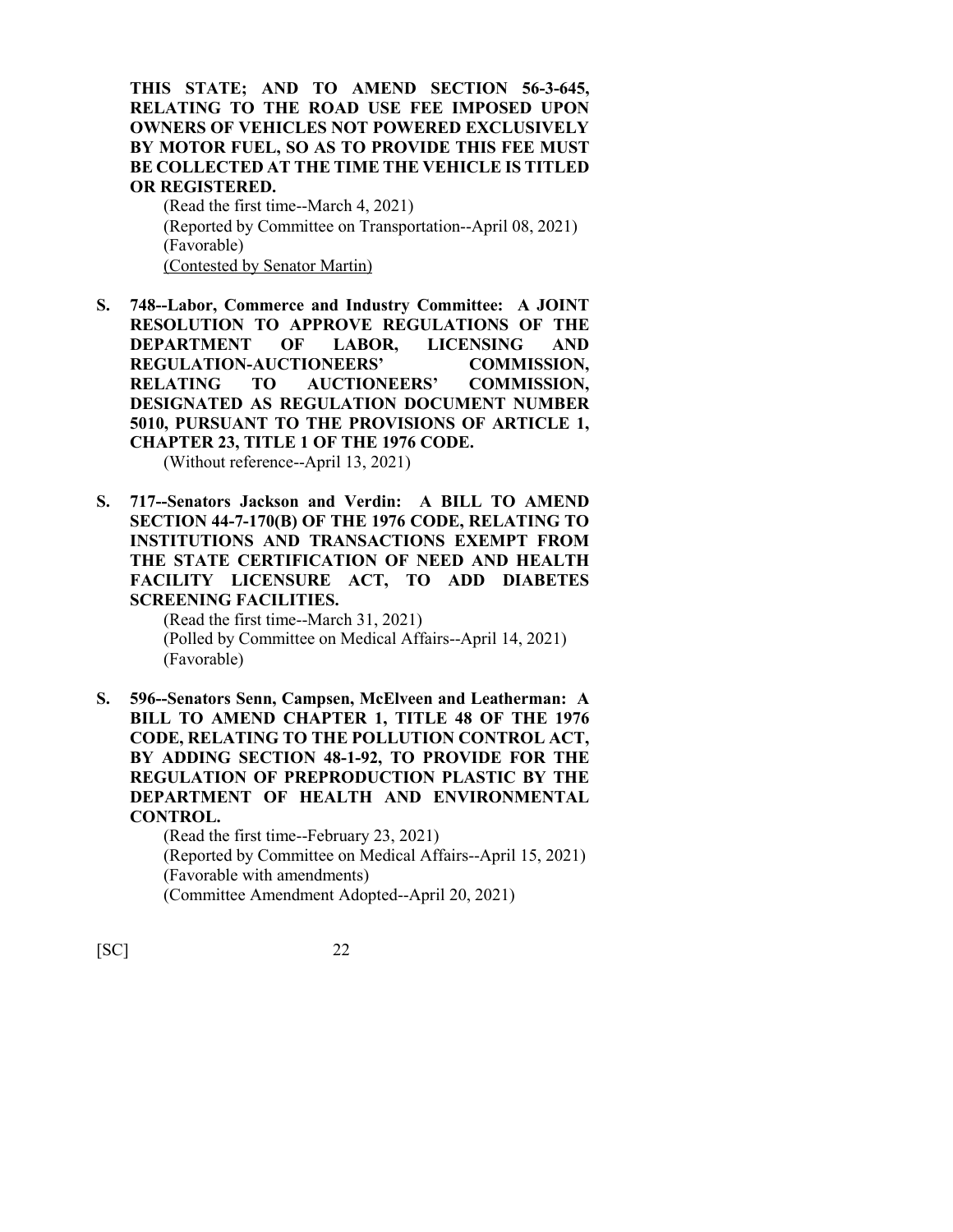**THIS STATE; AND TO AMEND SECTION 56-3-645, RELATING TO THE ROAD USE FEE IMPOSED UPON OWNERS OF VEHICLES NOT POWERED EXCLUSIVELY BY MOTOR FUEL, SO AS TO PROVIDE THIS FEE MUST BE COLLECTED AT THE TIME THE VEHICLE IS TITLED OR REGISTERED.**

(Read the first time--March 4, 2021)
(Reported by Committee on Transportation--April 08, 2021)
(Favorable)
<u>(Contested by Senator Martin)</u>

**S. 748--Labor, Commerce and Industry Committee: A JOINT RESOLUTION TO APPROVE REGULATIONS OF THE DEPARTMENT OF LABOR, LICENSING AND REGULATION-AUCTIONEERS' COMMISSION, RELATING TO AUCTIONEERS' COMMISSION, DESIGNATED AS REGULATION DOCUMENT NUMBER 5010, PURSUANT TO THE PROVISIONS OF ARTICLE 1, CHAPTER 23, TITLE 1 OF THE 1976 CODE.**

(Without reference--April 13, 2021)

**S. 717--Senators Jackson and Verdin: A BILL TO AMEND SECTION 44-7-170(B) OF THE 1976 CODE, RELATING TO INSTITUTIONS AND TRANSACTIONS EXEMPT FROM THE STATE CERTIFICATION OF NEED AND HEALTH FACILITY LICENSURE ACT, TO ADD DIABETES SCREENING FACILITIES.**

(Read the first time--March 31, 2021)
(Polled by Committee on Medical Affairs--April 14, 2021)
(Favorable)

**S. 596--Senators Senn, Campsen, McElveen and Leatherman: A BILL TO AMEND CHAPTER 1, TITLE 48 OF THE 1976 CODE, RELATING TO THE POLLUTION CONTROL ACT, BY ADDING SECTION 48-1-92, TO PROVIDE FOR THE REGULATION OF PREPRODUCTION PLASTIC BY THE DEPARTMENT OF HEALTH AND ENVIRONMENTAL CONTROL.**

(Read the first time--February 23, 2021)
(Reported by Committee on Medical Affairs--April 15, 2021)
(Favorable with amendments)
(Committee Amendment Adopted--April 20, 2021)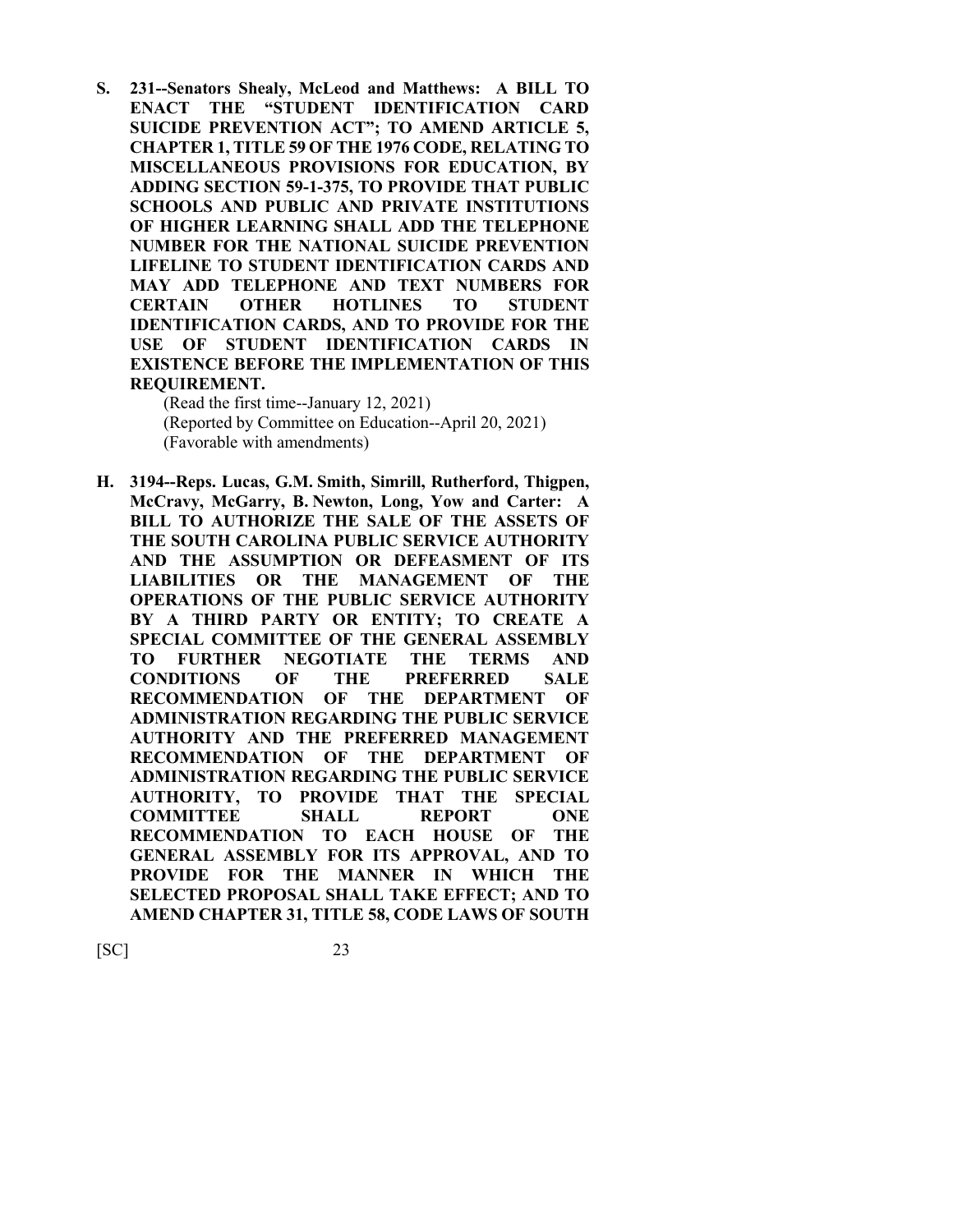**S. 231--Senators Shealy, McLeod and Matthews: A BILL TO ENACT THE "STUDENT IDENTIFICATION CARD SUICIDE PREVENTION ACT"; TO AMEND ARTICLE 5, CHAPTER 1, TITLE 59 OF THE 1976 CODE, RELATING TO MISCELLANEOUS PROVISIONS FOR EDUCATION, BY ADDING SECTION 59-1-375, TO PROVIDE THAT PUBLIC SCHOOLS AND PUBLIC AND PRIVATE INSTITUTIONS OF HIGHER LEARNING SHALL ADD THE TELEPHONE NUMBER FOR THE NATIONAL SUICIDE PREVENTION LIFELINE TO STUDENT IDENTIFICATION CARDS AND MAY ADD TELEPHONE AND TEXT NUMBERS FOR CERTAIN OTHER HOTLINES TO STUDENT IDENTIFICATION CARDS, AND TO PROVIDE FOR THE USE OF STUDENT IDENTIFICATION CARDS IN EXISTENCE BEFORE THE IMPLEMENTATION OF THIS REQUIREMENT.**

(Read the first time--January 12, 2021)
(Reported by Committee on Education--April 20, 2021)
(Favorable with amendments)

**H. 3194--Reps. Lucas, G.M. Smith, Simrill, Rutherford, Thigpen, McCravy, McGarry, B. Newton, Long, Yow and Carter: A BILL TO AUTHORIZE THE SALE OF THE ASSETS OF THE SOUTH CAROLINA PUBLIC SERVICE AUTHORITY AND THE ASSUMPTION OR DEFEASMENT OF ITS LIABILITIES OR THE MANAGEMENT OF THE OPERATIONS OF THE PUBLIC SERVICE AUTHORITY BY A THIRD PARTY OR ENTITY; TO CREATE A SPECIAL COMMITTEE OF THE GENERAL ASSEMBLY TO FURTHER NEGOTIATE THE TERMS AND CONDITIONS OF THE PREFERRED SALE RECOMMENDATION OF THE DEPARTMENT OF ADMINISTRATION REGARDING THE PUBLIC SERVICE AUTHORITY AND THE PREFERRED MANAGEMENT RECOMMENDATION OF THE DEPARTMENT OF ADMINISTRATION REGARDING THE PUBLIC SERVICE AUTHORITY, TO PROVIDE THAT THE SPECIAL COMMITTEE SHALL REPORT ONE RECOMMENDATION TO EACH HOUSE OF THE GENERAL ASSEMBLY FOR ITS APPROVAL, AND TO PROVIDE FOR THE MANNER IN WHICH THE SELECTED PROPOSAL SHALL TAKE EFFECT; AND TO AMEND CHAPTER 31, TITLE 58, CODE LAWS OF SOUTH**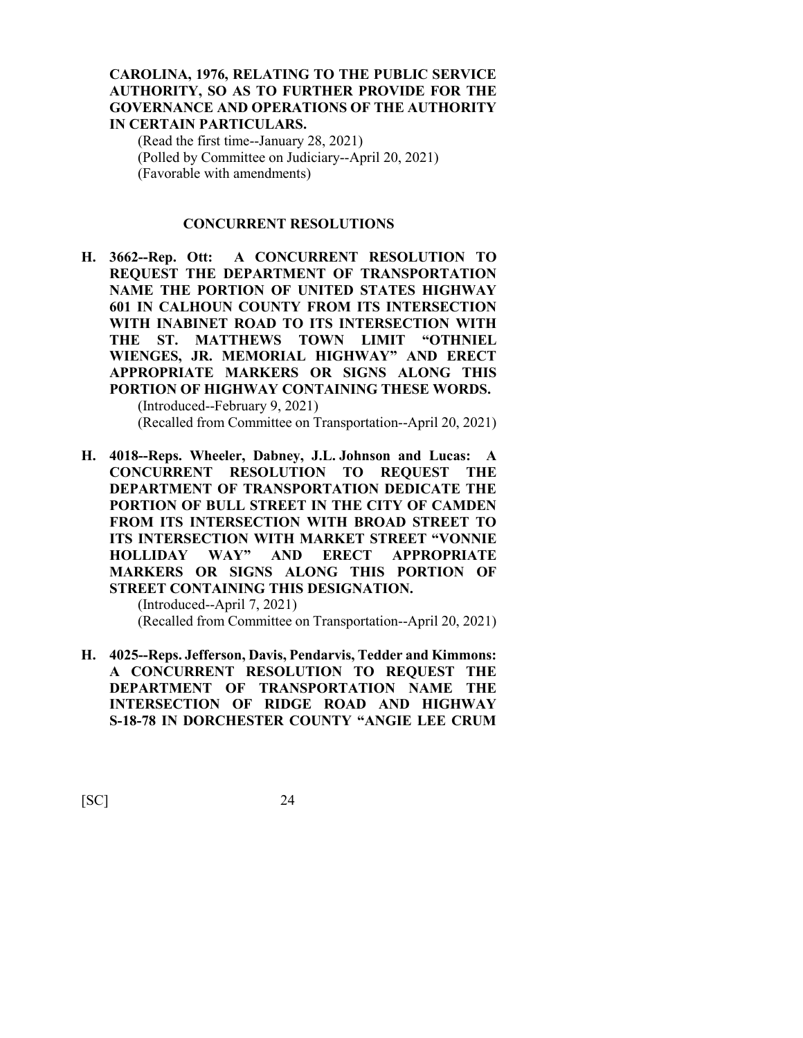**CAROLINA, 1976, RELATING TO THE PUBLIC SERVICE AUTHORITY, SO AS TO FURTHER PROVIDE FOR THE GOVERNANCE AND OPERATIONS OF THE AUTHORITY IN CERTAIN PARTICULARS.**

(Read the first time--January 28, 2021)
(Polled by Committee on Judiciary--April 20, 2021)
(Favorable with amendments)

## CONCURRENT RESOLUTIONS

**H. 3662--Rep. Ott: A CONCURRENT RESOLUTION TO REQUEST THE DEPARTMENT OF TRANSPORTATION NAME THE PORTION OF UNITED STATES HIGHWAY 601 IN CALHOUN COUNTY FROM ITS INTERSECTION WITH INABINET ROAD TO ITS INTERSECTION WITH THE ST. MATTHEWS TOWN LIMIT "OTHNIEL WIENGES, JR. MEMORIAL HIGHWAY" AND ERECT APPROPRIATE MARKERS OR SIGNS ALONG THIS PORTION OF HIGHWAY CONTAINING THESE WORDS.**

(Introduced--February 9, 2021)
(Recalled from Committee on Transportation--April 20, 2021)

**H. 4018--Reps. Wheeler, Dabney, J.L. Johnson and Lucas: A CONCURRENT RESOLUTION TO REQUEST THE DEPARTMENT OF TRANSPORTATION DEDICATE THE PORTION OF BULL STREET IN THE CITY OF CAMDEN FROM ITS INTERSECTION WITH BROAD STREET TO ITS INTERSECTION WITH MARKET STREET "VONNIE HOLLIDAY WAY" AND ERECT APPROPRIATE MARKERS OR SIGNS ALONG THIS PORTION OF STREET CONTAINING THIS DESIGNATION.**

(Introduced--April 7, 2021)
(Recalled from Committee on Transportation--April 20, 2021)

**H. 4025--Reps. Jefferson, Davis, Pendarvis, Tedder and Kimmons: A CONCURRENT RESOLUTION TO REQUEST THE DEPARTMENT OF TRANSPORTATION NAME THE INTERSECTION OF RIDGE ROAD AND HIGHWAY S-18-78 IN DORCHESTER COUNTY "ANGIE LEE CRUM**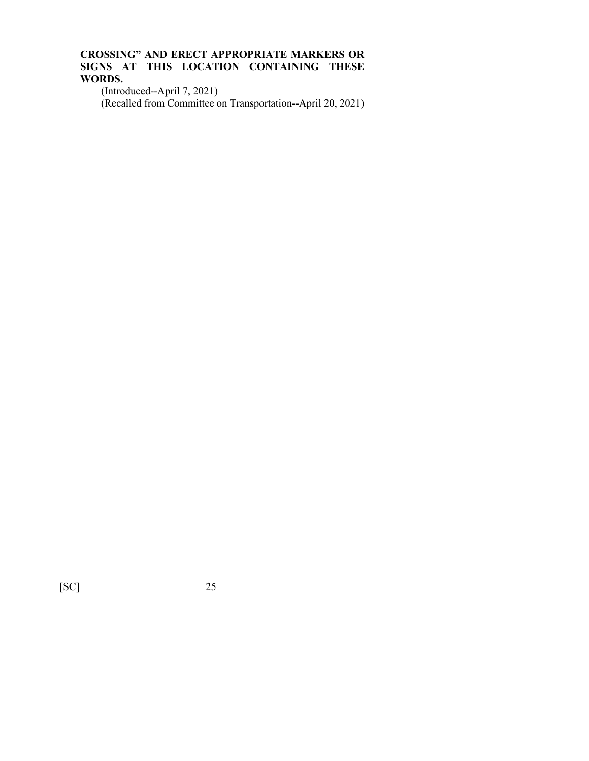**CROSSING" AND ERECT APPROPRIATE MARKERS OR SIGNS AT THIS LOCATION CONTAINING THESE WORDS.**

(Introduced--April 7, 2021)

(Recalled from Committee on Transportation--April 20, 2021)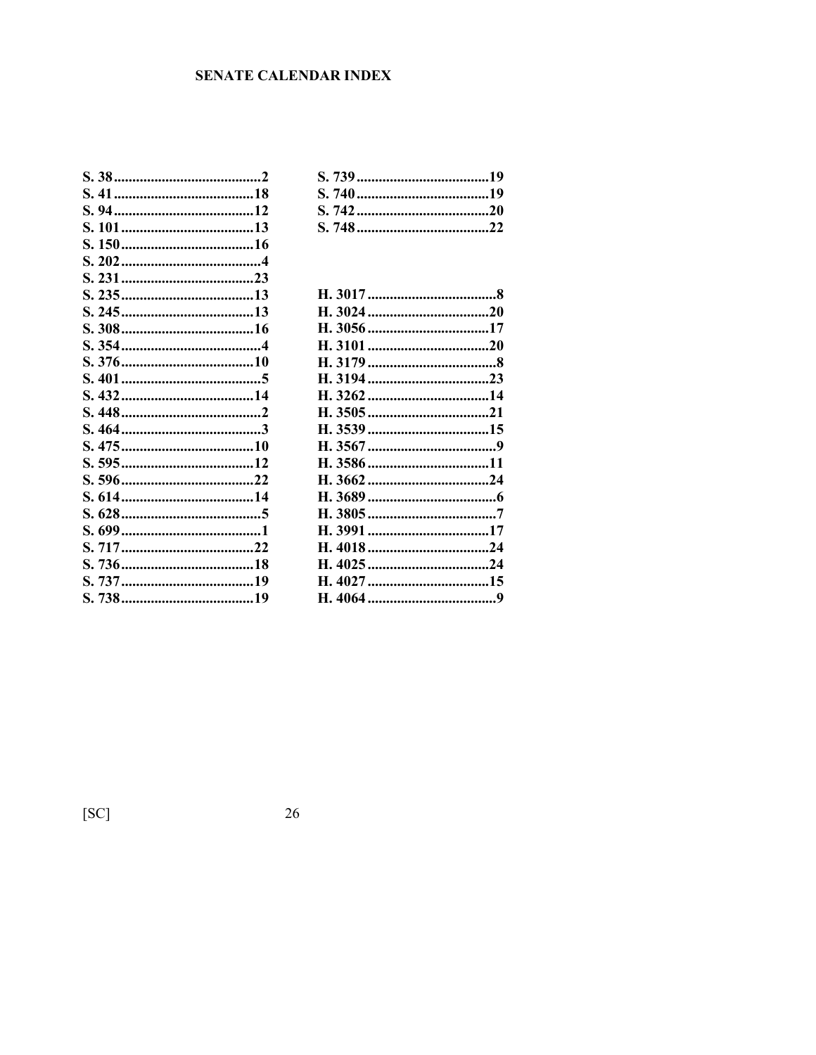## SENATE CALENDAR INDEX

| | |
|---|---|
| S. 38 | 2 |
| S. 41 | 18 |
| S. 94 | 12 |
| S. 101 | 13 |
| S. 150 | 16 |
| S. 202 | 4 |
| S. 231 | 23 |
| S. 235 | 13 |
| S. 245 | 13 |
| S. 308 | 16 |
| S. 354 | 4 |
| S. 376 | 10 |
| S. 401 | 5 |
| S. 432 | 14 |
| S. 448 | 2 |
| S. 464 | 3 |
| S. 475 | 10 |
| S. 595 | 12 |
| S. 596 | 22 |
| S. 614 | 14 |
| S. 628 | 5 |
| S. 699 | 1 |
| S. 717 | 22 |
| S. 736 | 18 |
| S. 737 | 19 |
| S. 738 | 19 |
| S. 739 | 19 |
| S. 740 | 19 |
| S. 742 | 20 |
| S. 748 | 22 |

| | |
|---|---|
| H. 3017 | 8 |
| H. 3024 | 20 |
| H. 3056 | 17 |
| H. 3101 | 20 |
| H. 3179 | 8 |
| H. 3194 | 23 |
| H. 3262 | 14 |
| H. 3505 | 21 |
| H. 3539 | 15 |
| H. 3567 | 9 |
| H. 3586 | 11 |
| H. 3662 | 24 |
| H. 3689 | 6 |
| H. 3805 | 7 |
| H. 3991 | 17 |
| H. 4018 | 24 |
| H. 4025 | 24 |
| H. 4027 | 15 |
| H. 4064 | 9 |